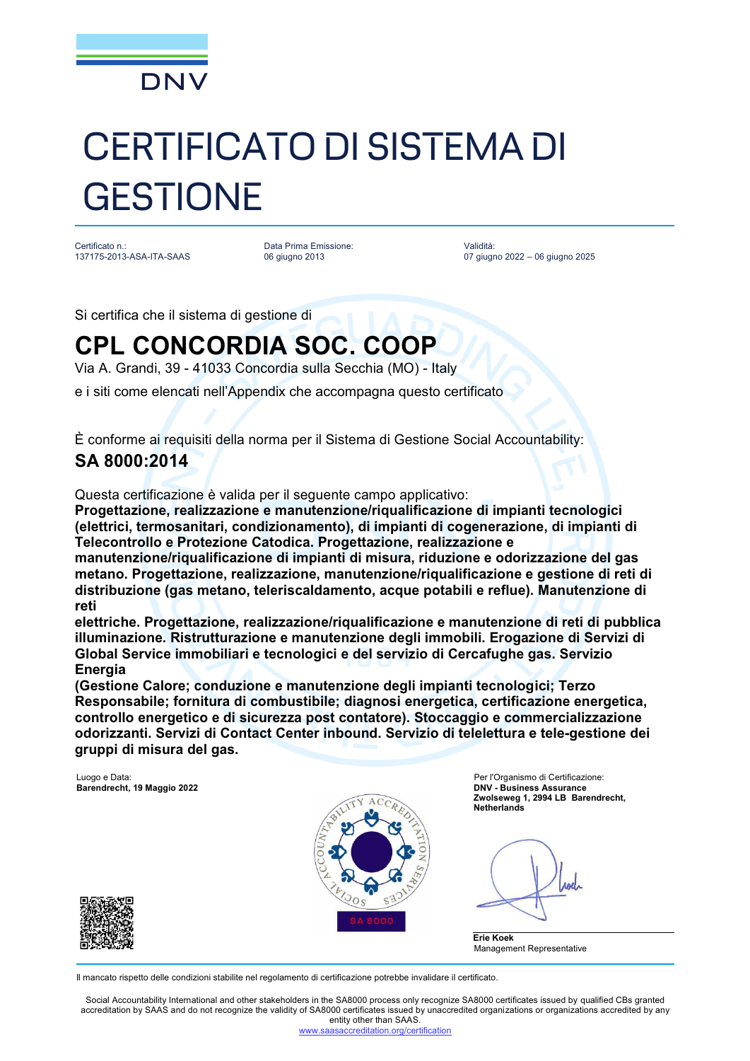DNV

# CERTIFICATO DI SISTEMA DI GESTIONE

Certificato n.:
137175-2013-ASA-ITA-SAAS

Data Prima Emissione:
06 giugno 2013

Validità:
07 giugno 2022 – 06 giugno 2025

Si certifica che il sistema di gestione di

## CPL CONCORDIA SOC. COOP

Via A. Grandi, 39 - 41033 Concordia sulla Secchia (MO) - Italy

e i siti come elencati nell'Appendix che accompagna questo certificato

È conforme ai requisiti della norma per il Sistema di Gestione Social Accountability:

## SA 8000:2014

Questa certificazione è valida per il seguente campo applicativo:

**Progettazione, realizzazione e manutenzione/riqualificazione di impianti tecnologici (elettrici, termosanitari, condizionamento), di impianti di cogenerazione, di impianti di Telecontrollo e Protezione Catodica. Progettazione, realizzazione e manutenzione/riqualificazione di impianti di misura, riduzione e odorizzazione del gas metano. Progettazione, realizzazione, manutenzione/riqualificazione e gestione di reti di distribuzione (gas metano, teleriscaldamento, acque potabili e reflue). Manutenzione di reti**
**elettriche. Progettazione, realizzazione/riqualificazione e manutenzione di reti di pubblica illuminazione. Ristrutturazione e manutenzione degli immobili. Erogazione di Servizi di Global Service immobiliari e tecnologici e del servizio di Cercafughe gas. Servizio Energia**
**(Gestione Calore; conduzione e manutenzione degli impianti tecnologici; Terzo Responsabile; fornitura di combustibile; diagnosi energetica, certificazione energetica, controllo energetico e di sicurezza post contatore). Stoccaggio e commercializzazione odorizzanti. Servizi di Contact Center inbound. Servizio di telelettura e tele-gestione dei gruppi di misura del gas.**

Luogo e Data:
**Barendrecht, 19 Maggio 2022**

SOCIAL ACCOUNTABILITY ACCREDITATION SERVICES
SA 8000

Per l'Organismo di Certificazione:
**DNV - Business Assurance**
**Zwolseweg 1, 2994 LB Barendrecht, Netherlands**

**Erie Koek**
Management Representative

Il mancato rispetto delle condizioni stabilite nel regolamento di certificazione potrebbe invalidare il certificato.

Social Accountability International and other stakeholders in the SA8000 process only recognize SA8000 certificates issued by qualified CBs granted accreditation by SAAS and do not recognize the validity of SA8000 certificates issued by unaccredited organizations or organizations accredited by any entity other than SAAS.
www.saasaccreditation.org/certification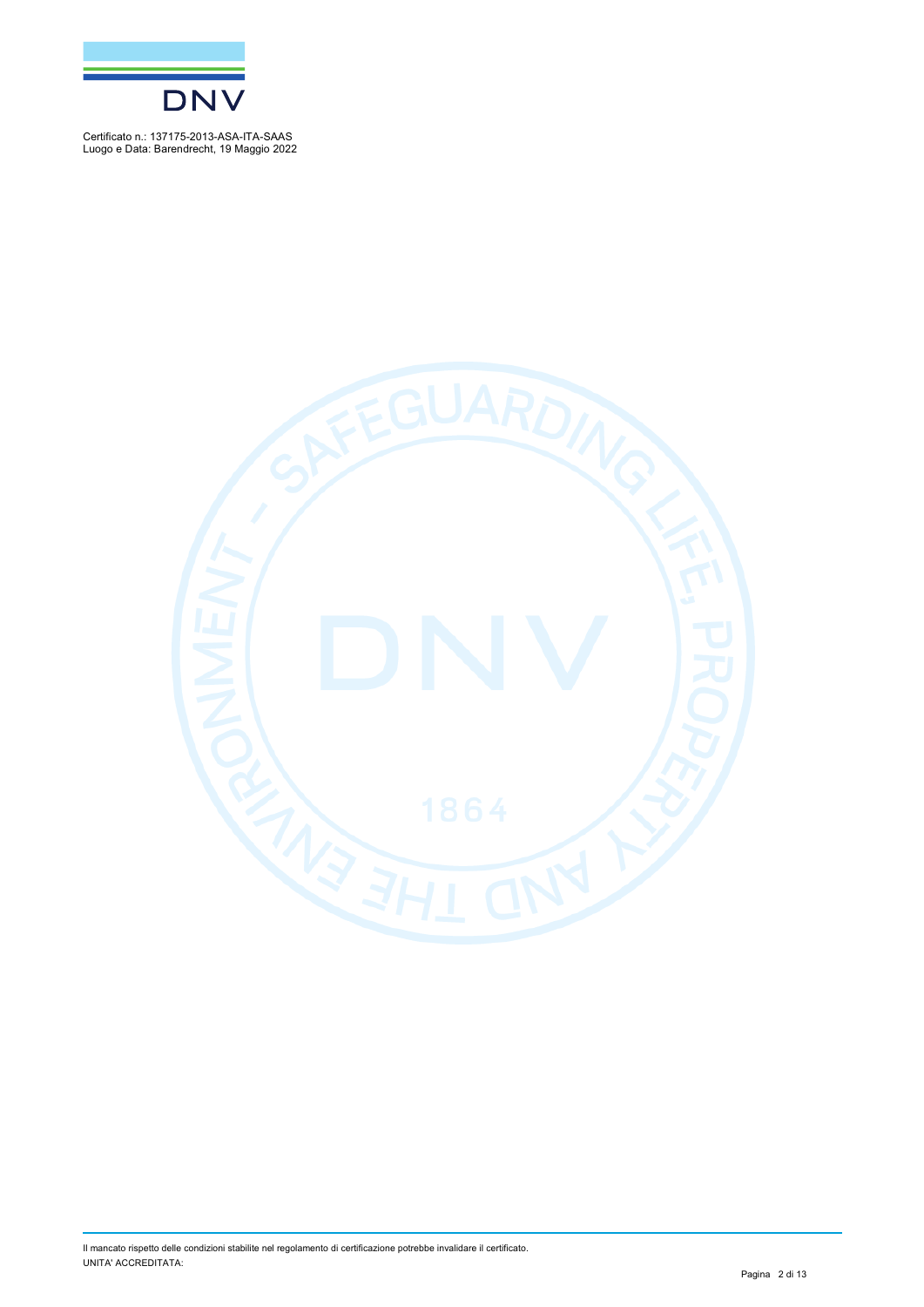Certificato n.: 137175-2013-ASA-ITA-SAAS
Luogo e Data: Barendrecht, 19 Maggio 2022

Il mancato rispetto delle condizioni stabilite nel regolamento di certificazione potrebbe invalidare il certificato.
UNITA' ACCREDITATA: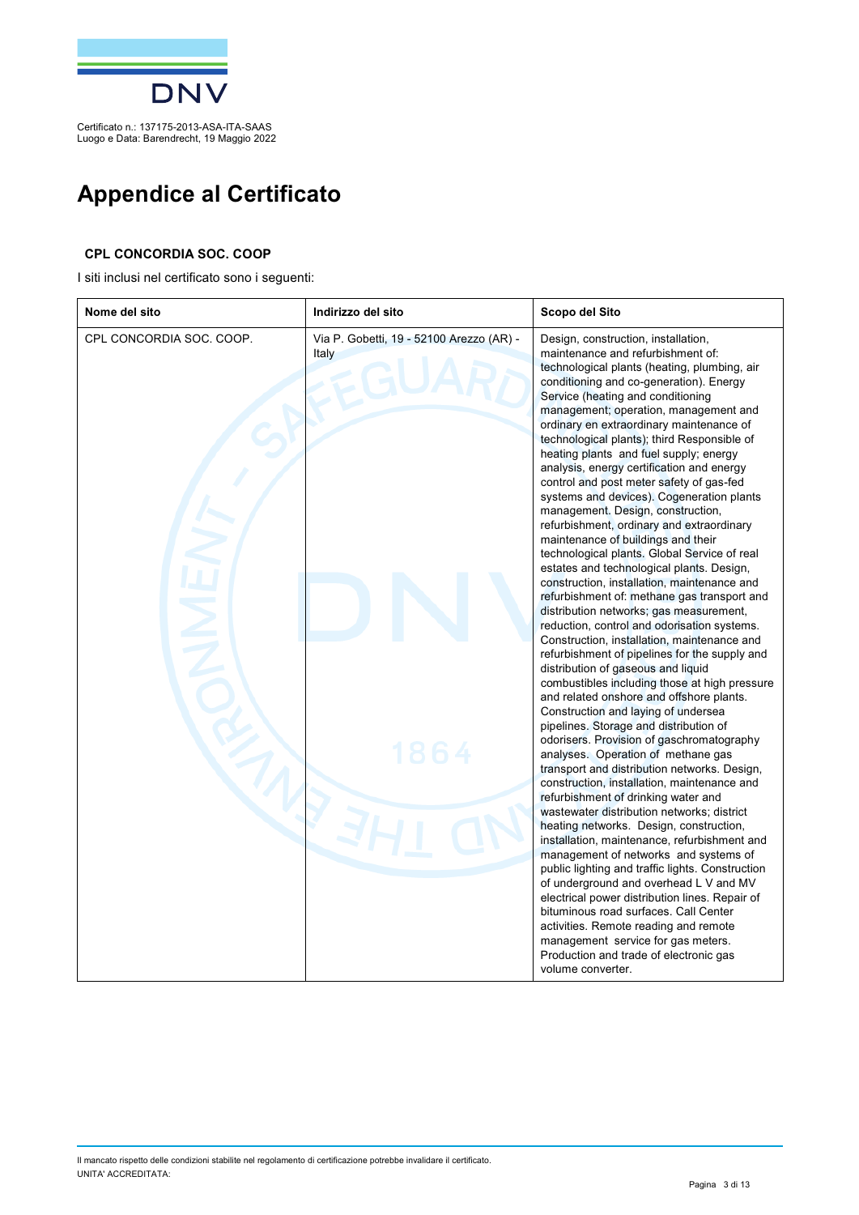Certificato n.: 137175-2013-ASA-ITA-SAAS
Luogo e Data: Barendrecht, 19 Maggio 2022

# Appendice al Certificato

**CPL CONCORDIA SOC. COOP**

I siti inclusi nel certificato sono i seguenti:

| Nome del sito | Indirizzo del sito | Scopo del Sito |
|---|---|---|
| CPL CONCORDIA SOC. COOP. | Via P. Gobetti, 19 - 52100 Arezzo (AR) - Italy | Design, construction, installation, maintenance and refurbishment of: technological plants (heating, plumbing, air conditioning and co-generation). Energy Service (heating and conditioning management; operation, management and ordinary en extraordinary maintenance of technological plants); third Responsible of heating plants and fuel supply; energy analysis, energy certification and energy control and post meter safety of gas-fed systems and devices). Cogeneration plants management. Design, construction, refurbishment, ordinary and extraordinary maintenance of buildings and their technological plants. Global Service of real estates and technological plants. Design, construction, installation, maintenance and refurbishment of: methane gas transport and distribution networks; gas measurement, reduction, control and odorisation systems. Construction, installation, maintenance and refurbishment of pipelines for the supply and distribution of gaseous and liquid combustibles including those at high pressure and related onshore and offshore plants. Construction and laying of undersea pipelines. Storage and distribution of odorisers. Provision of gaschromatography analyses. Operation of methane gas transport and distribution networks. Design, construction, installation, maintenance and refurbishment of drinking water and wastewater distribution networks; district heating networks. Design, construction, installation, maintenance, refurbishment and management of networks and systems of public lighting and traffic lights. Construction of underground and overhead L V and MV electrical power distribution lines. Repair of bituminous road surfaces. Call Center activities. Remote reading and remote management service for gas meters. Production and trade of electronic gas volume converter. |

Il mancato rispetto delle condizioni stabilite nel regolamento di certificazione potrebbe invalidare il certificato.
UNITA' ACCREDITATA: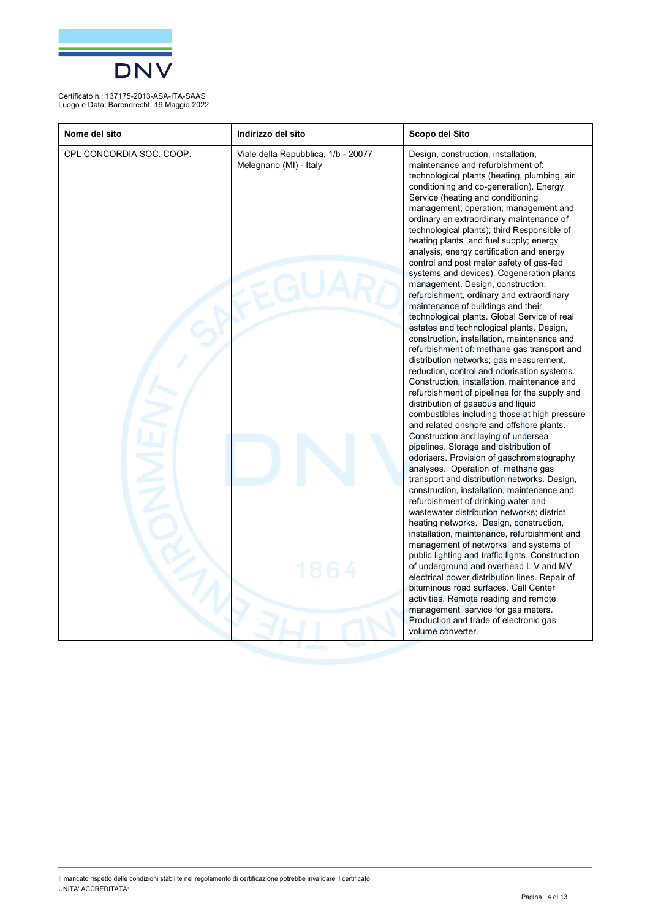Certificato n.: 137175-2013-ASA-ITA-SAAS
Luogo e Data: Barendrecht, 19 Maggio 2022

| Nome del sito | Indirizzo del sito | Scopo del Sito |
|---|---|---|
| CPL CONCORDIA SOC. COOP. | Viale della Repubblica, 1/b - 20077 Melegnano (MI) - Italy | Design, construction, installation, maintenance and refurbishment of: technological plants (heating, plumbing, air conditioning and co-generation). Energy Service (heating and conditioning management; operation, management and ordinary en extraordinary maintenance of technological plants); third Responsible of heating plants and fuel supply; energy analysis, energy certification and energy control and post meter safety of gas-fed systems and devices). Cogeneration plants management. Design, construction, refurbishment, ordinary and extraordinary maintenance of buildings and their technological plants. Global Service of real estates and technological plants. Design, construction, installation, maintenance and refurbishment of: methane gas transport and distribution networks; gas measurement, reduction, control and odorisation systems. Construction, installation, maintenance and refurbishment of pipelines for the supply and distribution of gaseous and liquid combustibles including those at high pressure and related onshore and offshore plants. Construction and laying of undersea pipelines. Storage and distribution of odorisers. Provision of gaschromatography analyses. Operation of methane gas transport and distribution networks. Design, construction, installation, maintenance and refurbishment of drinking water and wastewater distribution networks; district heating networks. Design, construction, installation, maintenance, refurbishment and management of networks and systems of public lighting and traffic lights. Construction of underground and overhead L V and MV electrical power distribution lines. Repair of bituminous road surfaces. Call Center activities. Remote reading and remote management service for gas meters. Production and trade of electronic gas volume converter. |

Il mancato rispetto delle condizioni stabilite nel regolamento di certificazione potrebbe invalidare il certificato.
UNITA' ACCREDITATA: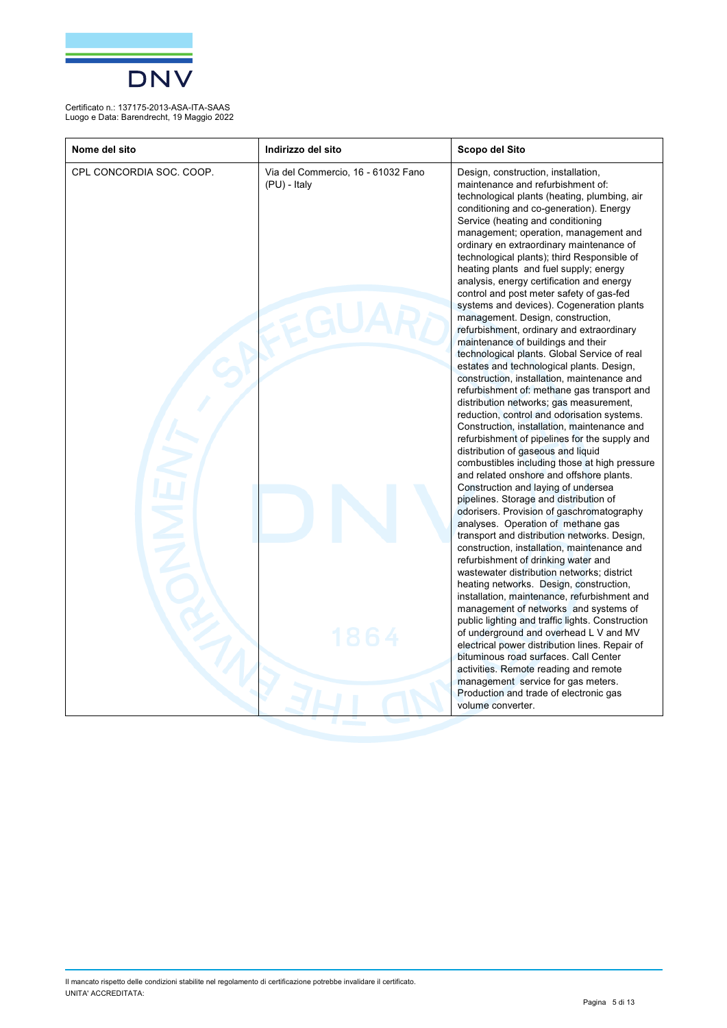Certificato n.: 137175-2013-ASA-ITA-SAAS
Luogo e Data: Barendrecht, 19 Maggio 2022

| Nome del sito | Indirizzo del sito | Scopo del Sito |
|---|---|---|
| CPL CONCORDIA SOC. COOP. | Via del Commercio, 16 - 61032 Fano (PU) - Italy | Design, construction, installation, maintenance and refurbishment of: technological plants (heating, plumbing, air conditioning and co-generation). Energy Service (heating and conditioning management; operation, management and ordinary en extraordinary maintenance of technological plants); third Responsible of heating plants and fuel supply; energy analysis, energy certification and energy control and post meter safety of gas-fed systems and devices). Cogeneration plants management. Design, construction, refurbishment, ordinary and extraordinary maintenance of buildings and their technological plants. Global Service of real estates and technological plants. Design, construction, installation, maintenance and refurbishment of: methane gas transport and distribution networks; gas measurement, reduction, control and odorisation systems. Construction, installation, maintenance and refurbishment of pipelines for the supply and distribution of gaseous and liquid combustibles including those at high pressure and related onshore and offshore plants. Construction and laying of undersea pipelines. Storage and distribution of odorisers. Provision of gaschromatography analyses. Operation of methane gas transport and distribution networks. Design, construction, installation, maintenance and refurbishment of drinking water and wastewater distribution networks; district heating networks. Design, construction, installation, maintenance, refurbishment and management of networks and systems of public lighting and traffic lights. Construction of underground and overhead L V and MV electrical power distribution lines. Repair of bituminous road surfaces. Call Center activities. Remote reading and remote management service for gas meters. Production and trade of electronic gas volume converter. |

Il mancato rispetto delle condizioni stabilite nel regolamento di certificazione potrebbe invalidare il certificato.
UNITA' ACCREDITATA: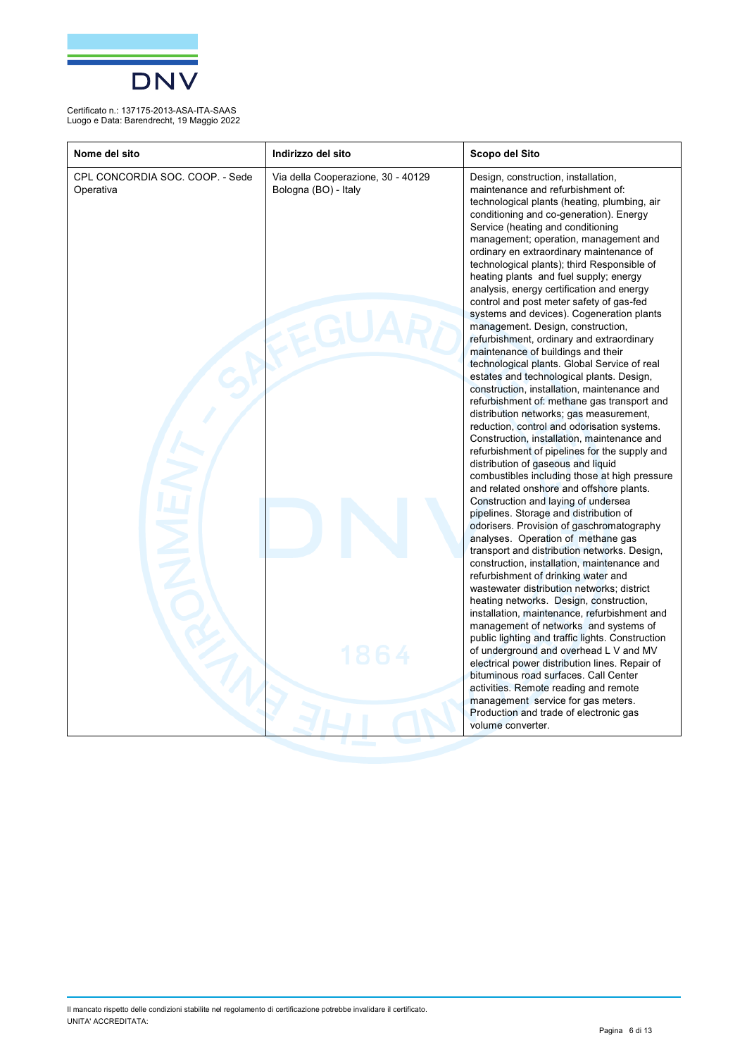Certificato n.: 137175-2013-ASA-ITA-SAAS
Luogo e Data: Barendrecht, 19 Maggio 2022

| Nome del sito | Indirizzo del sito | Scopo del Sito |
|---|---|---|
| CPL CONCORDIA SOC. COOP. - Sede Operativa | Via della Cooperazione, 30 - 40129 Bologna (BO) - Italy | Design, construction, installation, maintenance and refurbishment of: technological plants (heating, plumbing, air conditioning and co-generation). Energy Service (heating and conditioning management; operation, management and ordinary en extraordinary maintenance of technological plants); third Responsible of heating plants and fuel supply; energy analysis, energy certification and energy control and post meter safety of gas-fed systems and devices). Cogeneration plants management. Design, construction, refurbishment, ordinary and extraordinary maintenance of buildings and their technological plants. Global Service of real estates and technological plants. Design, construction, installation, maintenance and refurbishment of: methane gas transport and distribution networks; gas measurement, reduction, control and odorisation systems. Construction, installation, maintenance and refurbishment of pipelines for the supply and distribution of gaseous and liquid combustibles including those at high pressure and related onshore and offshore plants. Construction and laying of undersea pipelines. Storage and distribution of odorisers. Provision of gaschromatography analyses. Operation of methane gas transport and distribution networks. Design, construction, installation, maintenance and refurbishment of drinking water and wastewater distribution networks; district heating networks. Design, construction, installation, maintenance, refurbishment and management of networks and systems of public lighting and traffic lights. Construction of underground and overhead L V and MV electrical power distribution lines. Repair of bituminous road surfaces. Call Center activities. Remote reading and remote management service for gas meters. Production and trade of electronic gas volume converter. |

Il mancato rispetto delle condizioni stabilite nel regolamento di certificazione potrebbe invalidare il certificato.
UNITA' ACCREDITATA: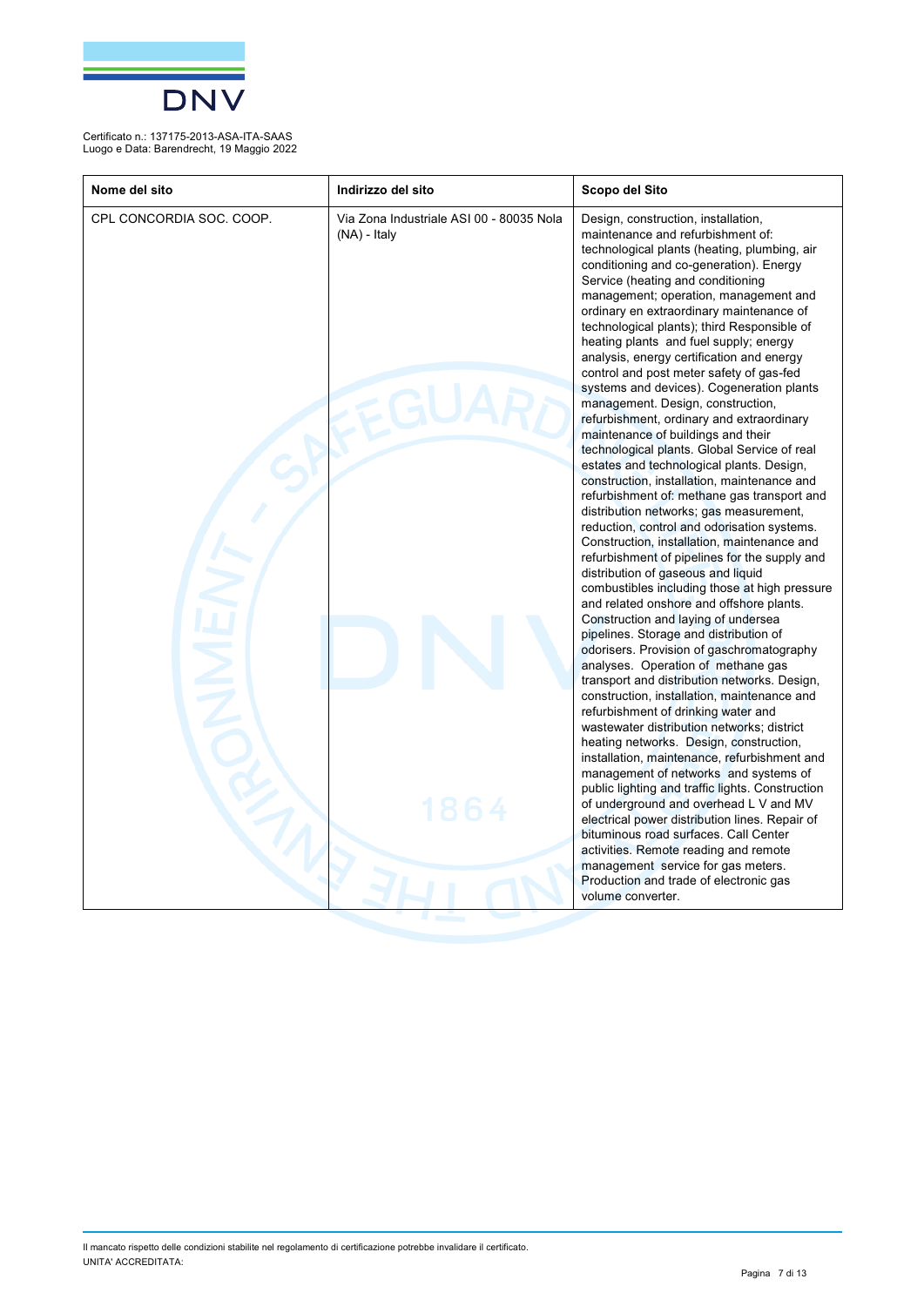Certificato n.: 137175-2013-ASA-ITA-SAAS
Luogo e Data: Barendrecht, 19 Maggio 2022

| Nome del sito | Indirizzo del sito | Scopo del Sito |
|---|---|---|
| CPL CONCORDIA SOC. COOP. | Via Zona Industriale ASI 00 - 80035 Nola (NA) - Italy | Design, construction, installation, maintenance and refurbishment of: technological plants (heating, plumbing, air conditioning and co-generation). Energy Service (heating and conditioning management; operation, management and ordinary en extraordinary maintenance of technological plants); third Responsible of heating plants and fuel supply; energy analysis, energy certification and energy control and post meter safety of gas-fed systems and devices). Cogeneration plants management. Design, construction, refurbishment, ordinary and extraordinary maintenance of buildings and their technological plants. Global Service of real estates and technological plants. Design, construction, installation, maintenance and refurbishment of: methane gas transport and distribution networks; gas measurement, reduction, control and odorisation systems. Construction, installation, maintenance and refurbishment of pipelines for the supply and distribution of gaseous and liquid combustibles including those at high pressure and related onshore and offshore plants. Construction and laying of undersea pipelines. Storage and distribution of odorisers. Provision of gaschromatography analyses. Operation of methane gas transport and distribution networks. Design, construction, installation, maintenance and refurbishment of drinking water and wastewater distribution networks; district heating networks. Design, construction, installation, maintenance, refurbishment and management of networks and systems of public lighting and traffic lights. Construction of underground and overhead L V and MV electrical power distribution lines. Repair of bituminous road surfaces. Call Center activities. Remote reading and remote management service for gas meters. Production and trade of electronic gas volume converter. |

Il mancato rispetto delle condizioni stabilite nel regolamento di certificazione potrebbe invalidare il certificato.
UNITA' ACCREDITATA: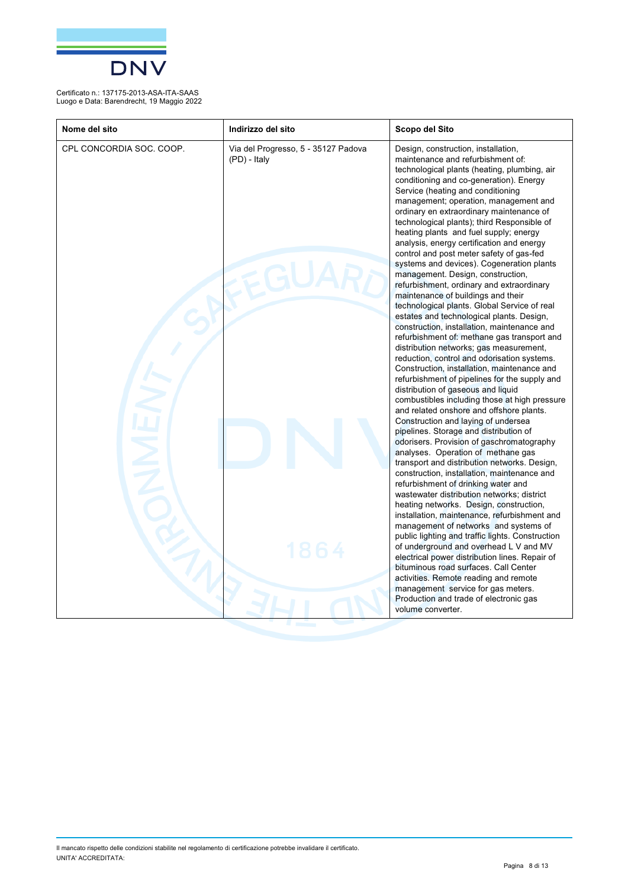Certificato n.: 137175-2013-ASA-ITA-SAAS
Luogo e Data: Barendrecht, 19 Maggio 2022

| Nome del sito | Indirizzo del sito | Scopo del Sito |
|---|---|---|
| CPL CONCORDIA SOC. COOP. | Via del Progresso, 5 - 35127 Padova (PD) - Italy | Design, construction, installation, maintenance and refurbishment of: technological plants (heating, plumbing, air conditioning and co-generation). Energy Service (heating and conditioning management; operation, management and ordinary en extraordinary maintenance of technological plants); third Responsible of heating plants and fuel supply; energy analysis, energy certification and energy control and post meter safety of gas-fed systems and devices). Cogeneration plants management. Design, construction, refurbishment, ordinary and extraordinary maintenance of buildings and their technological plants. Global Service of real estates and technological plants. Design, construction, installation, maintenance and refurbishment of: methane gas transport and distribution networks; gas measurement, reduction, control and odorisation systems. Construction, installation, maintenance and refurbishment of pipelines for the supply and distribution of gaseous and liquid combustibles including those at high pressure and related onshore and offshore plants. Construction and laying of undersea pipelines. Storage and distribution of odorisers. Provision of gaschromatography analyses. Operation of methane gas transport and distribution networks. Design, construction, installation, maintenance and refurbishment of drinking water and wastewater distribution networks; district heating networks. Design, construction, installation, maintenance, refurbishment and management of networks and systems of public lighting and traffic lights. Construction of underground and overhead L V and MV electrical power distribution lines. Repair of bituminous road surfaces. Call Center activities. Remote reading and remote management service for gas meters. Production and trade of electronic gas volume converter. |

Il mancato rispetto delle condizioni stabilite nel regolamento di certificazione potrebbe invalidare il certificato.
UNITA' ACCREDITATA: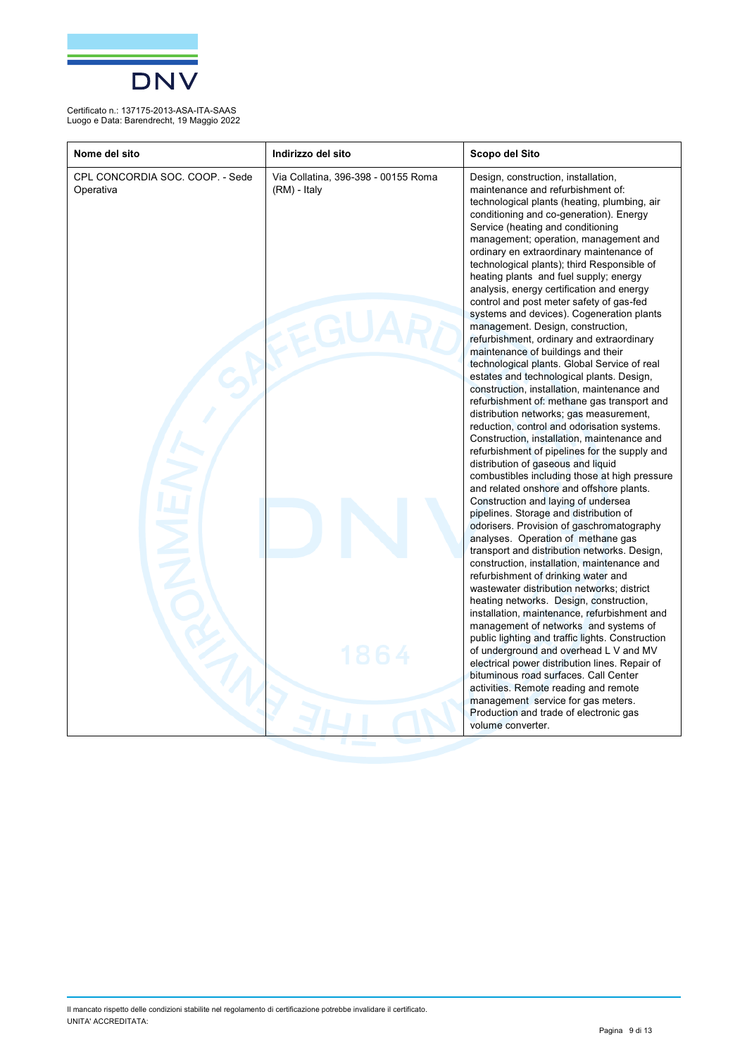Certificato n.: 137175-2013-ASA-ITA-SAAS
Luogo e Data: Barendrecht, 19 Maggio 2022

| Nome del sito | Indirizzo del sito | Scopo del Sito |
|---|---|---|
| CPL CONCORDIA SOC. COOP. - Sede Operativa | Via Collatina, 396-398 - 00155 Roma (RM) - Italy | Design, construction, installation, maintenance and refurbishment of: technological plants (heating, plumbing, air conditioning and co-generation). Energy Service (heating and conditioning management; operation, management and ordinary en extraordinary maintenance of technological plants); third Responsible of heating plants and fuel supply; energy analysis, energy certification and energy control and post meter safety of gas-fed systems and devices). Cogeneration plants management. Design, construction, refurbishment, ordinary and extraordinary maintenance of buildings and their technological plants. Global Service of real estates and technological plants. Design, construction, installation, maintenance and refurbishment of: methane gas transport and distribution networks; gas measurement, reduction, control and odorisation systems. Construction, installation, maintenance and refurbishment of pipelines for the supply and distribution of gaseous and liquid combustibles including those at high pressure and related onshore and offshore plants. Construction and laying of undersea pipelines. Storage and distribution of odorisers. Provision of gaschromatography analyses. Operation of methane gas transport and distribution networks. Design, construction, installation, maintenance and refurbishment of drinking water and wastewater distribution networks; district heating networks. Design, construction, installation, maintenance, refurbishment and management of networks and systems of public lighting and traffic lights. Construction of underground and overhead L V and MV electrical power distribution lines. Repair of bituminous road surfaces. Call Center activities. Remote reading and remote management service for gas meters. Production and trade of electronic gas volume converter. |

Il mancato rispetto delle condizioni stabilite nel regolamento di certificazione potrebbe invalidare il certificato.
UNITA' ACCREDITATA: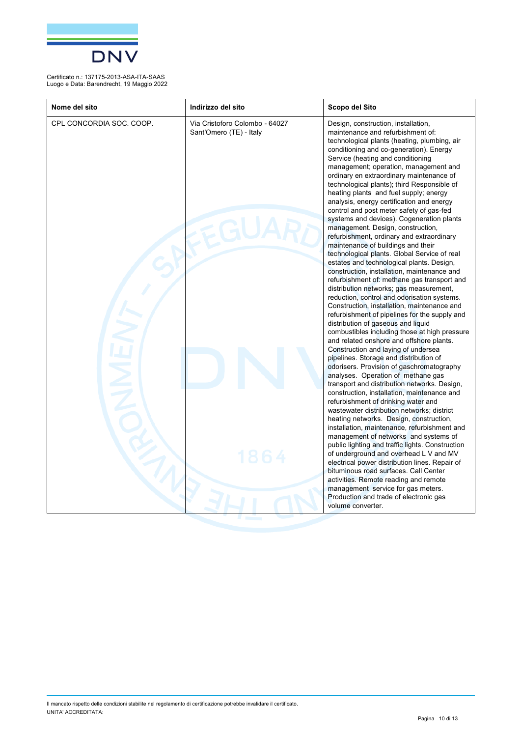Certificato n.: 137175-2013-ASA-ITA-SAAS
Luogo e Data: Barendrecht, 19 Maggio 2022

| Nome del sito | Indirizzo del sito | Scopo del Sito |
| --- | --- | --- |
| CPL CONCORDIA SOC. COOP. | Via Cristoforo Colombo - 64027 Sant'Omero (TE) - Italy | Design, construction, installation, maintenance and refurbishment of: technological plants (heating, plumbing, air conditioning and co-generation). Energy Service (heating and conditioning management; operation, management and ordinary en extraordinary maintenance of technological plants); third Responsible of heating plants and fuel supply; energy analysis, energy certification and energy control and post meter safety of gas-fed systems and devices). Cogeneration plants management. Design, construction, refurbishment, ordinary and extraordinary maintenance of buildings and their technological plants. Global Service of real estates and technological plants. Design, construction, installation, maintenance and refurbishment of: methane gas transport and distribution networks; gas measurement, reduction, control and odorisation systems. Construction, installation, maintenance and refurbishment of pipelines for the supply and distribution of gaseous and liquid combustibles including those at high pressure and related onshore and offshore plants. Construction and laying of undersea pipelines. Storage and distribution of odorisers. Provision of gaschromatography analyses. Operation of methane gas transport and distribution networks. Design, construction, installation, maintenance and refurbishment of drinking water and wastewater distribution networks; district heating networks. Design, construction, installation, maintenance, refurbishment and management of networks and systems of public lighting and traffic lights. Construction of underground and overhead L V and MV electrical power distribution lines. Repair of bituminous road surfaces. Call Center activities. Remote reading and remote management service for gas meters. Production and trade of electronic gas volume converter. |

Il mancato rispetto delle condizioni stabilite nel regolamento di certificazione potrebbe invalidare il certificato.
UNITA' ACCREDITATA: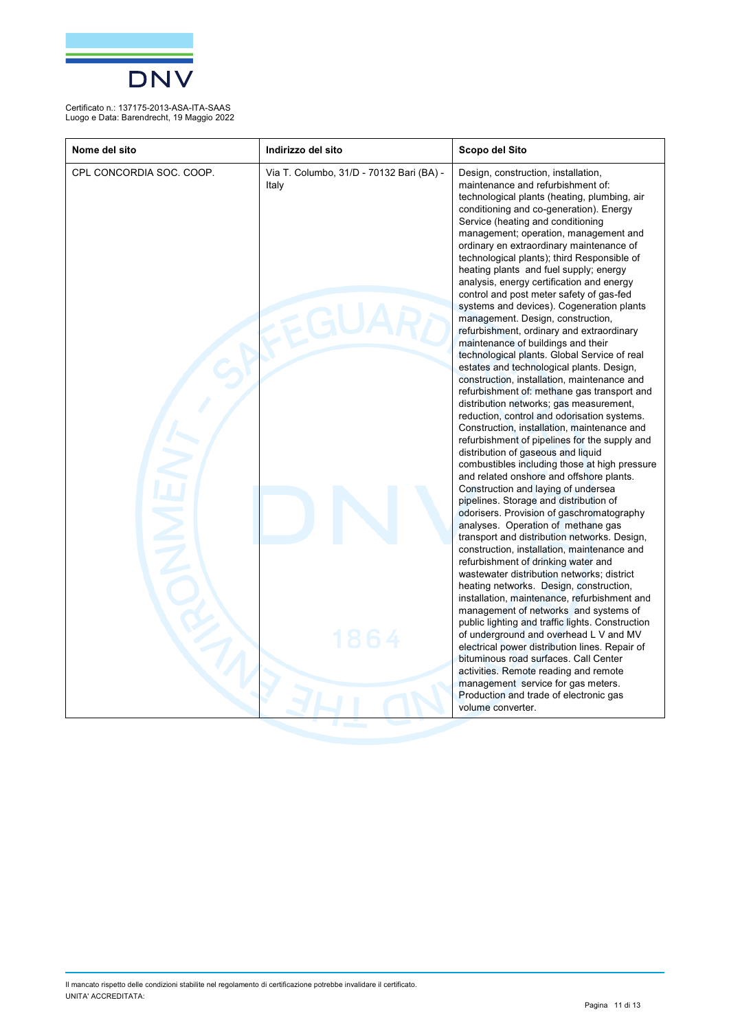Certificato n.: 137175-2013-ASA-ITA-SAAS
Luogo e Data: Barendrecht, 19 Maggio 2022

| Nome del sito | Indirizzo del sito | Scopo del Sito |
|---|---|---|
| CPL CONCORDIA SOC. COOP. | Via T. Columbo, 31/D - 70132 Bari (BA) - Italy | Design, construction, installation, maintenance and refurbishment of: technological plants (heating, plumbing, air conditioning and co-generation). Energy Service (heating and conditioning management; operation, management and ordinary en extraordinary maintenance of technological plants); third Responsible of heating plants and fuel supply; energy analysis, energy certification and energy control and post meter safety of gas-fed systems and devices). Cogeneration plants management. Design, construction, refurbishment, ordinary and extraordinary maintenance of buildings and their technological plants. Global Service of real estates and technological plants. Design, construction, installation, maintenance and refurbishment of: methane gas transport and distribution networks; gas measurement, reduction, control and odorisation systems. Construction, installation, maintenance and refurbishment of pipelines for the supply and distribution of gaseous and liquid combustibles including those at high pressure and related onshore and offshore plants. Construction and laying of undersea pipelines. Storage and distribution of odorisers. Provision of gaschromatography analyses. Operation of methane gas transport and distribution networks. Design, construction, installation, maintenance and refurbishment of drinking water and wastewater distribution networks; district heating networks. Design, construction, installation, maintenance, refurbishment and management of networks and systems of public lighting and traffic lights. Construction of underground and overhead L V and MV electrical power distribution lines. Repair of bituminous road surfaces. Call Center activities. Remote reading and remote management service for gas meters. Production and trade of electronic gas volume converter. |

Il mancato rispetto delle condizioni stabilite nel regolamento di certificazione potrebbe invalidare il certificato.
UNITA' ACCREDITATA: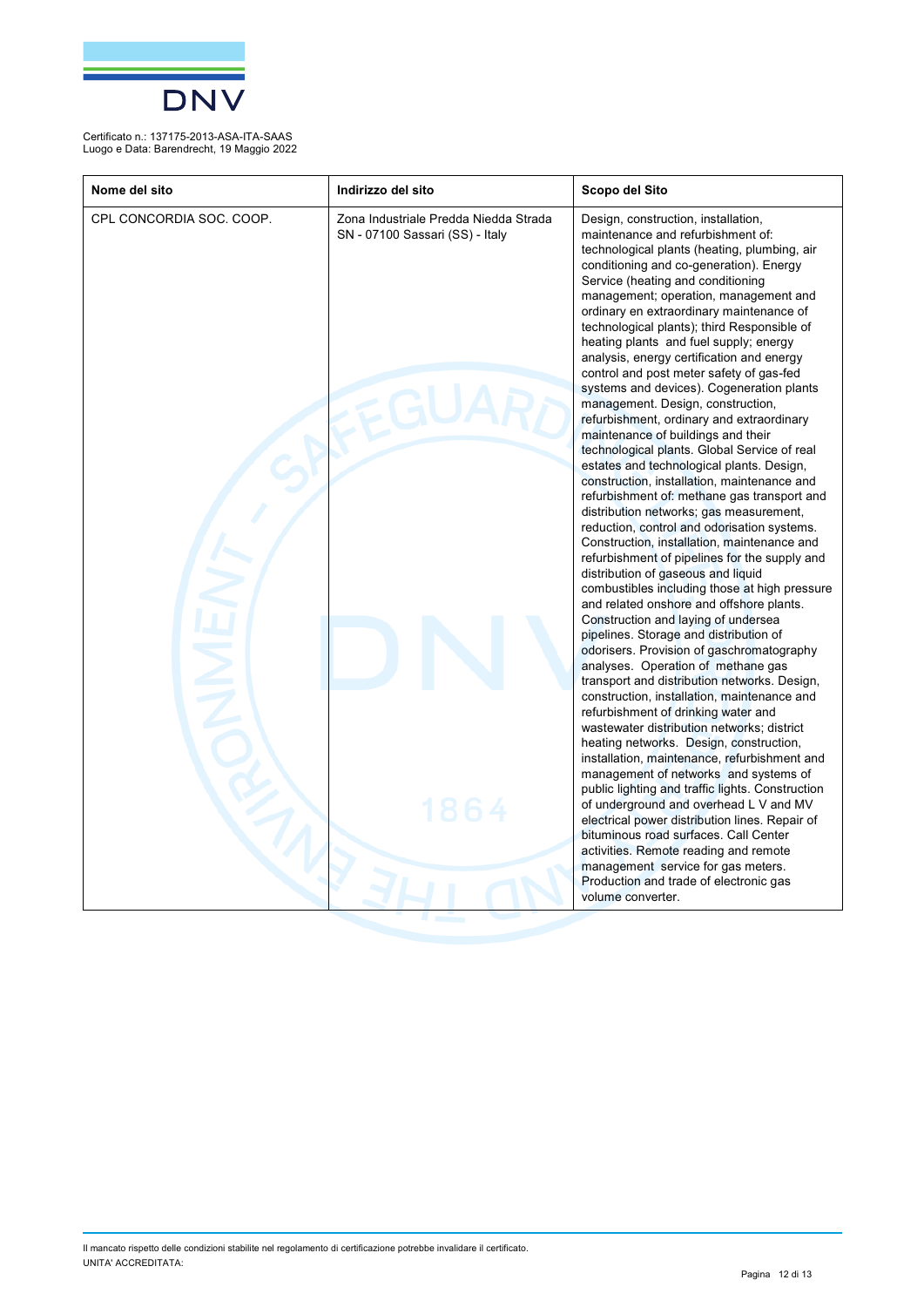Certificato n.: 137175-2013-ASA-ITA-SAAS
Luogo e Data: Barendrecht, 19 Maggio 2022

| Nome del sito | Indirizzo del sito | Scopo del Sito |
|---|---|---|
| CPL CONCORDIA SOC. COOP. | Zona Industriale Predda Niedda Strada SN - 07100 Sassari (SS) - Italy | Design, construction, installation, maintenance and refurbishment of: technological plants (heating, plumbing, air conditioning and co-generation). Energy Service (heating and conditioning management; operation, management and ordinary en extraordinary maintenance of technological plants); third Responsible of heating plants and fuel supply; energy analysis, energy certification and energy control and post meter safety of gas-fed systems and devices). Cogeneration plants management. Design, construction, refurbishment, ordinary and extraordinary maintenance of buildings and their technological plants. Global Service of real estates and technological plants. Design, construction, installation, maintenance and refurbishment of: methane gas transport and distribution networks; gas measurement, reduction, control and odorisation systems. Construction, installation, maintenance and refurbishment of pipelines for the supply and distribution of gaseous and liquid combustibles including those at high pressure and related onshore and offshore plants. Construction and laying of undersea pipelines. Storage and distribution of odorisers. Provision of gaschromatography analyses. Operation of methane gas transport and distribution networks. Design, construction, installation, maintenance and refurbishment of drinking water and wastewater distribution networks; district heating networks. Design, construction, installation, maintenance, refurbishment and management of networks and systems of public lighting and traffic lights. Construction of underground and overhead L V and MV electrical power distribution lines. Repair of bituminous road surfaces. Call Center activities. Remote reading and remote management service for gas meters. Production and trade of electronic gas volume converter. |

Il mancato rispetto delle condizioni stabilite nel regolamento di certificazione potrebbe invalidare il certificato.
UNITA' ACCREDITATA: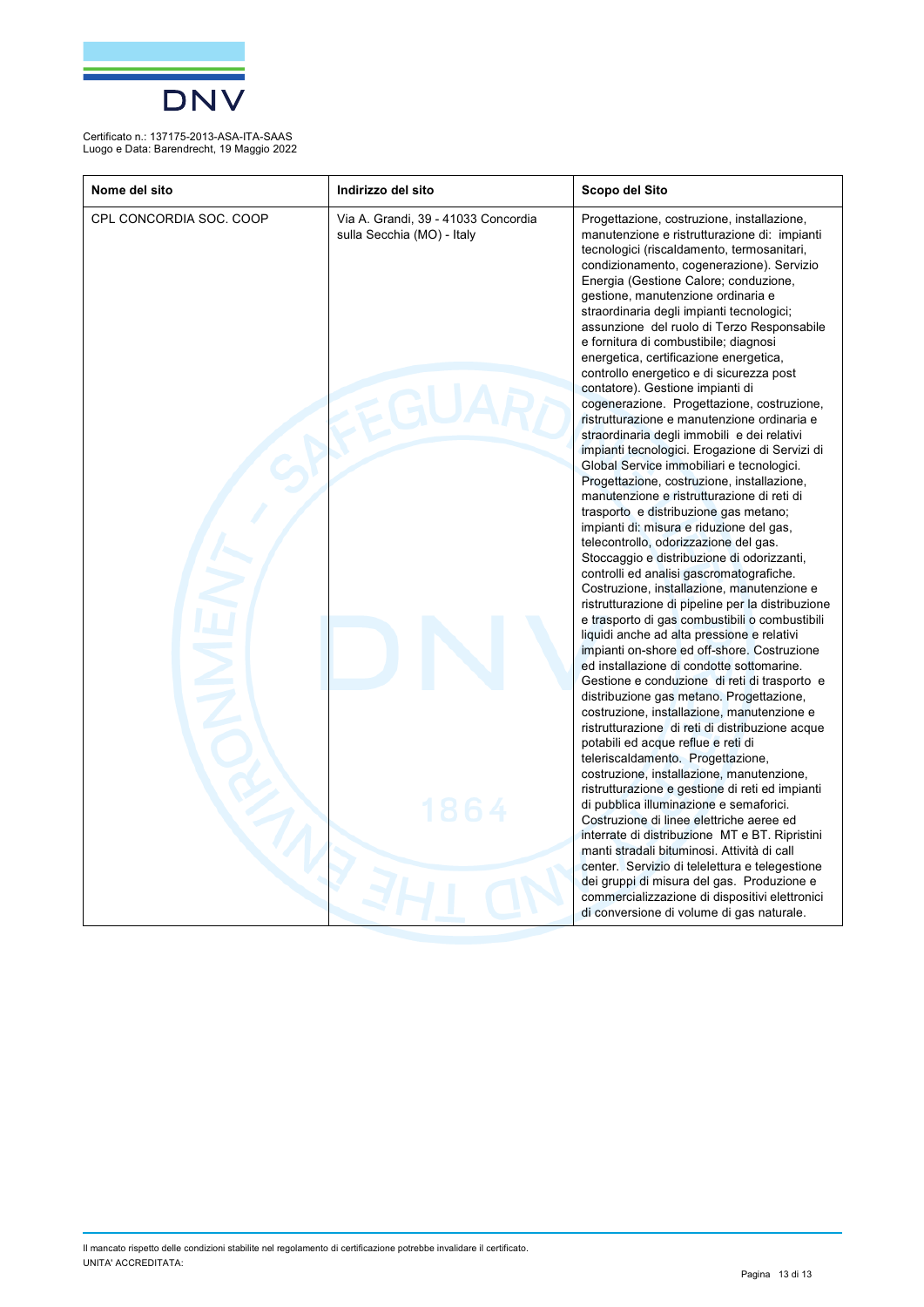Certificato n.: 137175-2013-ASA-ITA-SAAS
Luogo e Data: Barendrecht, 19 Maggio 2022

| Nome del sito | Indirizzo del sito | Scopo del Sito |
|---|---|---|
| CPL CONCORDIA SOC. COOP | Via A. Grandi, 39 - 41033 Concordia sulla Secchia (MO) - Italy | Progettazione, costruzione, installazione, manutenzione e ristrutturazione di: impianti tecnologici (riscaldamento, termosanitari, condizionamento, cogenerazione). Servizio Energia (Gestione Calore; conduzione, gestione, manutenzione ordinaria e straordinaria degli impianti tecnologici; assunzione del ruolo di Terzo Responsabile e fornitura di combustibile; diagnosi energetica, certificazione energetica, controllo energetico e di sicurezza post contatore). Gestione impianti di cogenerazione. Progettazione, costruzione, ristrutturazione e manutenzione ordinaria e straordinaria degli immobili e dei relativi impianti tecnologici. Erogazione di Servizi di Global Service immobiliari e tecnologici. Progettazione, costruzione, installazione, manutenzione e ristrutturazione di reti di trasporto e distribuzione gas metano; impianti di: misura e riduzione del gas, telecontrollo, odorizzazione del gas. Stoccaggio e distribuzione di odorizzanti, controlli ed analisi gascromatografiche. Costruzione, installazione, manutenzione e ristrutturazione di pipeline per la distribuzione e trasporto di gas combustibili o combustibili liquidi anche ad alta pressione e relativi impianti on-shore ed off-shore. Costruzione ed installazione di condotte sottomarine. Gestione e conduzione di reti di trasporto e distribuzione gas metano. Progettazione, costruzione, installazione, manutenzione e ristrutturazione di reti di distribuzione acque potabili ed acque reflue e reti di teleriscaldamento. Progettazione, costruzione, installazione, manutenzione, ristrutturazione e gestione di reti ed impianti di pubblica illuminazione e semaforici. Costruzione di linee elettriche aeree ed interrate di distribuzione MT e BT. Ripristini manti stradali bituminosi. Attività di call center. Servizio di telelettura e telegestione dei gruppi di misura del gas. Produzione e commercializzazione di dispositivi elettronici di conversione di volume di gas naturale. |

Il mancato rispetto delle condizioni stabilite nel regolamento di certificazione potrebbe invalidare il certificato.
UNITA' ACCREDITATA: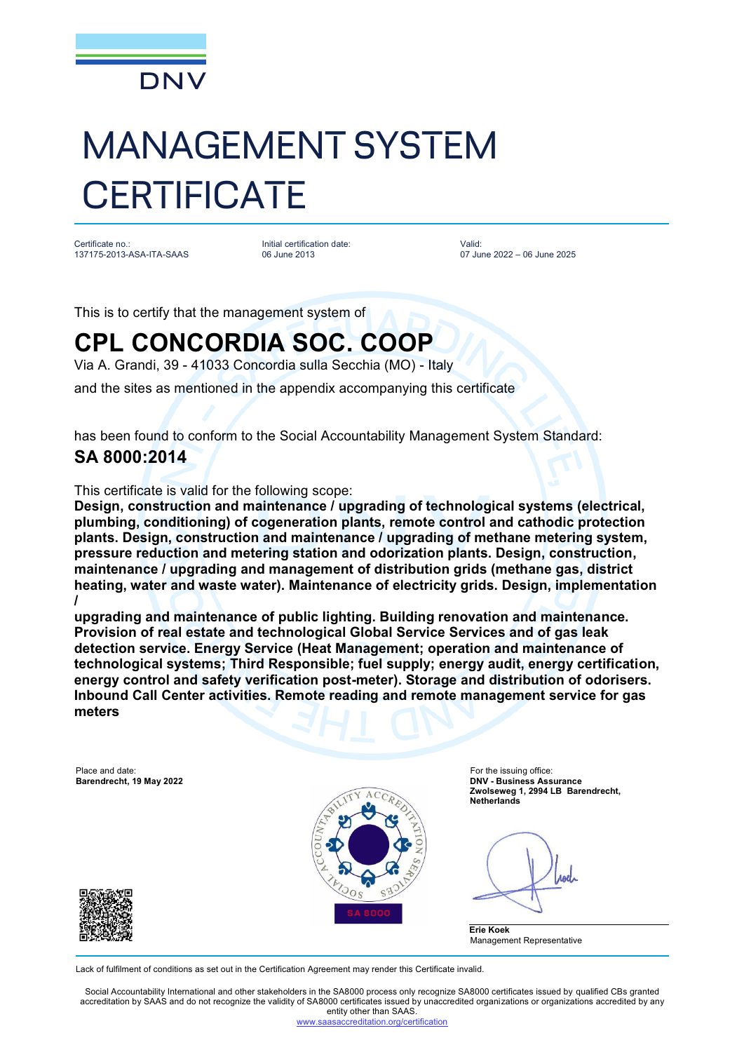DNV

# MANAGEMENT SYSTEM CERTIFICATE

Certificate no.:
137175-2013-ASA-ITA-SAAS

Initial certification date:
06 June 2013

Valid:
07 June 2022 – 06 June 2025

This is to certify that the management system of

## CPL CONCORDIA SOC. COOP

Via A. Grandi, 39 - 41033 Concordia sulla Secchia (MO) - Italy

and the sites as mentioned in the appendix accompanying this certificate

has been found to conform to the Social Accountability Management System Standard:

**SA 8000:2014**

This certificate is valid for the following scope:

**Design, construction and maintenance / upgrading of technological systems (electrical, plumbing, conditioning) of cogeneration plants, remote control and cathodic protection plants. Design, construction and maintenance / upgrading of methane metering system, pressure reduction and metering station and odorization plants. Design, construction, maintenance / upgrading and management of distribution grids (methane gas, district heating, water and waste water). Maintenance of electricity grids. Design, implementation /**
**upgrading and maintenance of public lighting. Building renovation and maintenance. Provision of real estate and technological Global Service Services and of gas leak detection service. Energy Service (Heat Management; operation and maintenance of technological systems; Third Responsible; fuel supply; energy audit, energy certification, energy control and safety verification post-meter). Storage and distribution of odorisers. Inbound Call Center activities. Remote reading and remote management service for gas meters**

Place and date:
**Barendrecht, 19 May 2022**

For the issuing office:
**DNV - Business Assurance**
**Zwolseweg 1, 2994 LB Barendrecht, Netherlands**

**Erie Koek**
Management Representative

Lack of fulfilment of conditions as set out in the Certification Agreement may render this Certificate invalid.

Social Accountability International and other stakeholders in the SA8000 process only recognize SA8000 certificates issued by qualified CBs granted accreditation by SAAS and do not recognize the validity of SA8000 certificates issued by unaccredited organizations or organizations accredited by any entity other than SAAS.
www.saasaccreditation.org/certification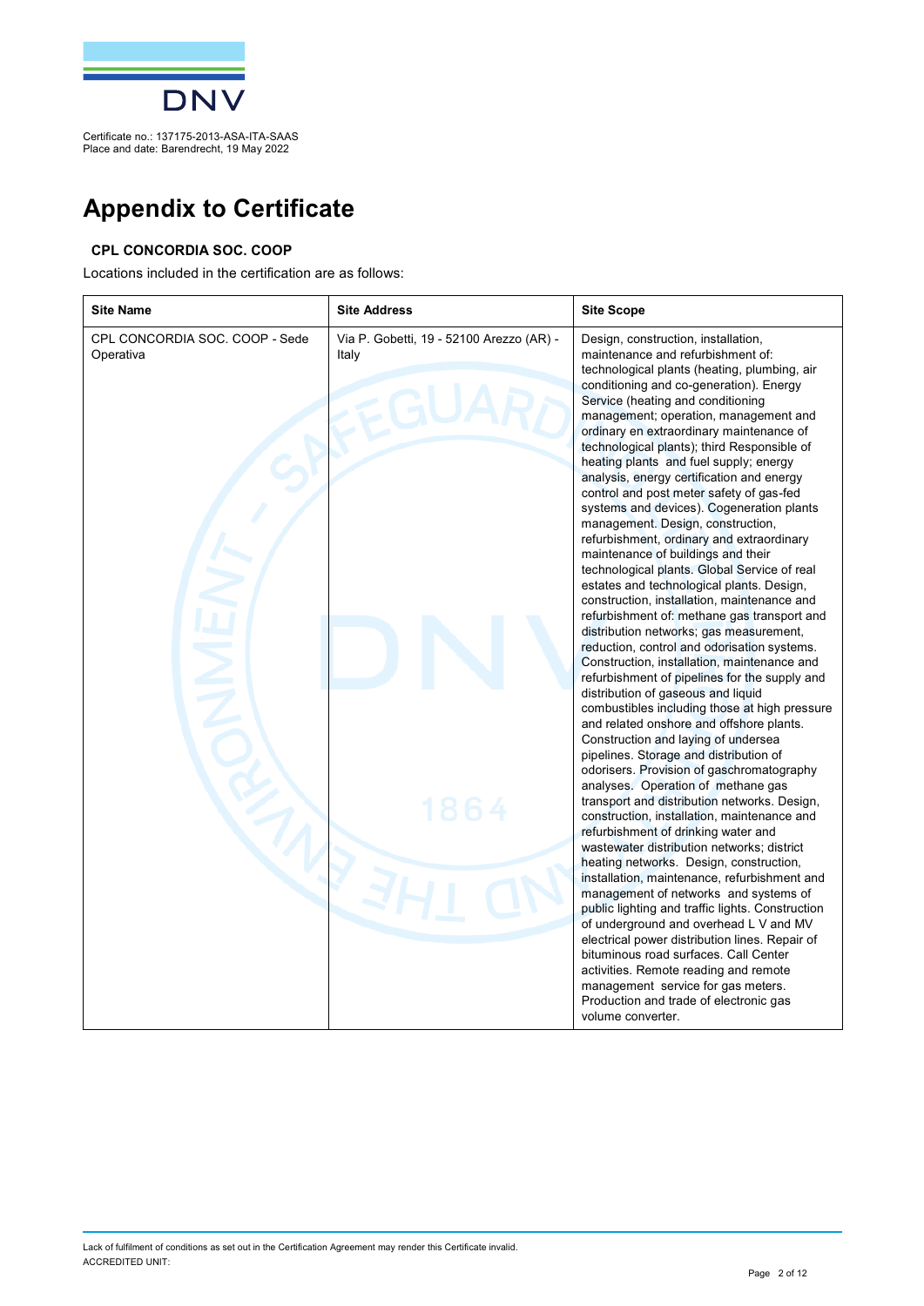Certificate no.: 137175-2013-ASA-ITA-SAAS
Place and date: Barendrecht, 19 May 2022

# Appendix to Certificate

### CPL CONCORDIA SOC. COOP

Locations included in the certification are as follows:

| Site Name | Site Address | Site Scope |
|---|---|---|
| CPL CONCORDIA SOC. COOP - Sede Operativa | Via P. Gobetti, 19 - 52100 Arezzo (AR) - Italy | Design, construction, installation, maintenance and refurbishment of: technological plants (heating, plumbing, air conditioning and co-generation). Energy Service (heating and conditioning management; operation, management and ordinary en extraordinary maintenance of technological plants); third Responsible of heating plants and fuel supply; energy analysis, energy certification and energy control and post meter safety of gas-fed systems and devices). Cogeneration plants management. Design, construction, refurbishment, ordinary and extraordinary maintenance of buildings and their technological plants. Global Service of real estates and technological plants. Design, construction, installation, maintenance and refurbishment of: methane gas transport and distribution networks; gas measurement, reduction, control and odorisation systems. Construction, installation, maintenance and refurbishment of pipelines for the supply and distribution of gaseous and liquid combustibles including those at high pressure and related onshore and offshore plants. Construction and laying of undersea pipelines. Storage and distribution of odorisers. Provision of gaschromatography analyses. Operation of methane gas transport and distribution networks. Design, construction, installation, maintenance and refurbishment of drinking water and wastewater distribution networks; district heating networks. Design, construction, installation, maintenance, refurbishment and management of networks and systems of public lighting and traffic lights. Construction of underground and overhead L V and MV electrical power distribution lines. Repair of bituminous road surfaces. Call Center activities. Remote reading and remote management service for gas meters. Production and trade of electronic gas volume converter. |

Lack of fulfilment of conditions as set out in the Certification Agreement may render this Certificate invalid.
ACCREDITED UNIT: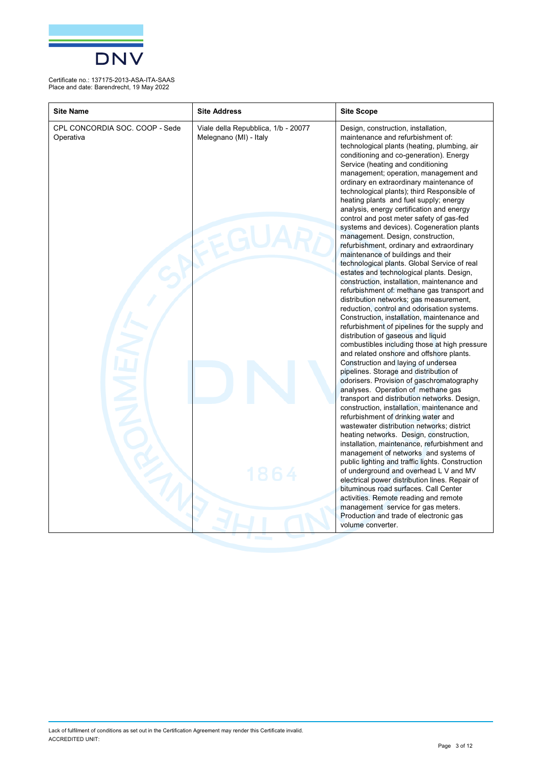Certificate no.: 137175-2013-ASA-ITA-SAAS
Place and date: Barendrecht, 19 May 2022

| Site Name | Site Address | Site Scope |
| --- | --- | --- |
| CPL CONCORDIA SOC. COOP - Sede Operativa | Viale della Repubblica, 1/b - 20077 Melegnano (MI) - Italy | Design, construction, installation, maintenance and refurbishment of: technological plants (heating, plumbing, air conditioning and co-generation). Energy Service (heating and conditioning management; operation, management and ordinary en extraordinary maintenance of technological plants); third Responsible of heating plants and fuel supply; energy analysis, energy certification and energy control and post meter safety of gas-fed systems and devices). Cogeneration plants management. Design, construction, refurbishment, ordinary and extraordinary maintenance of buildings and their technological plants. Global Service of real estates and technological plants. Design, construction, installation, maintenance and refurbishment of: methane gas transport and distribution networks; gas measurement, reduction, control and odorisation systems. Construction, installation, maintenance and refurbishment of pipelines for the supply and distribution of gaseous and liquid combustibles including those at high pressure and related onshore and offshore plants. Construction and laying of undersea pipelines. Storage and distribution of odorisers. Provision of gaschromatography analyses. Operation of methane gas transport and distribution networks. Design, construction, installation, maintenance and refurbishment of drinking water and wastewater distribution networks; district heating networks. Design, construction, installation, maintenance, refurbishment and management of networks and systems of public lighting and traffic lights. Construction of underground and overhead L V and MV electrical power distribution lines. Repair of bituminous road surfaces. Call Center activities. Remote reading and remote management service for gas meters. Production and trade of electronic gas volume converter. |

Lack of fulfilment of conditions as set out in the Certification Agreement may render this Certificate invalid.
ACCREDITED UNIT: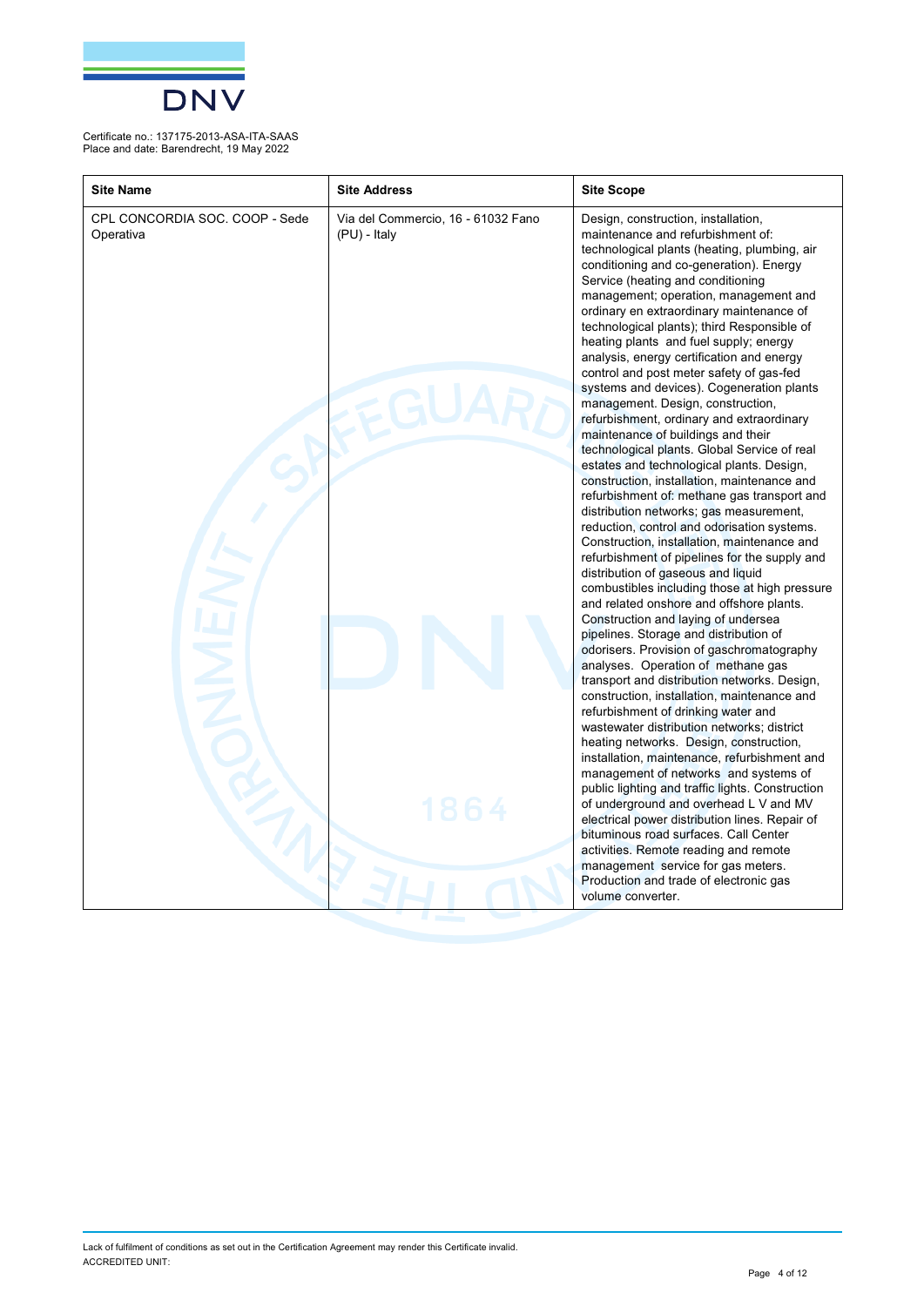Certificate no.: 137175-2013-ASA-ITA-SAAS
Place and date: Barendrecht, 19 May 2022

| Site Name | Site Address | Site Scope |
| --- | --- | --- |
| CPL CONCORDIA SOC. COOP - Sede Operativa | Via del Commercio, 16 - 61032 Fano (PU) - Italy | Design, construction, installation, maintenance and refurbishment of: technological plants (heating, plumbing, air conditioning and co-generation). Energy Service (heating and conditioning management; operation, management and ordinary en extraordinary maintenance of technological plants); third Responsible of heating plants and fuel supply; energy analysis, energy certification and energy control and post meter safety of gas-fed systems and devices). Cogeneration plants management. Design, construction, refurbishment, ordinary and extraordinary maintenance of buildings and their technological plants. Global Service of real estates and technological plants. Design, construction, installation, maintenance and refurbishment of: methane gas transport and distribution networks; gas measurement, reduction, control and odorisation systems. Construction, installation, maintenance and refurbishment of pipelines for the supply and distribution of gaseous and liquid combustibles including those at high pressure and related onshore and offshore plants. Construction and laying of undersea pipelines. Storage and distribution of odorisers. Provision of gaschromatography analyses. Operation of methane gas transport and distribution networks. Design, construction, installation, maintenance and refurbishment of drinking water and wastewater distribution networks; district heating networks. Design, construction, installation, maintenance, refurbishment and management of networks and systems of public lighting and traffic lights. Construction of underground and overhead L V and MV electrical power distribution lines. Repair of bituminous road surfaces. Call Center activities. Remote reading and remote management service for gas meters. Production and trade of electronic gas volume converter. |

Lack of fulfilment of conditions as set out in the Certification Agreement may render this Certificate invalid.
ACCREDITED UNIT: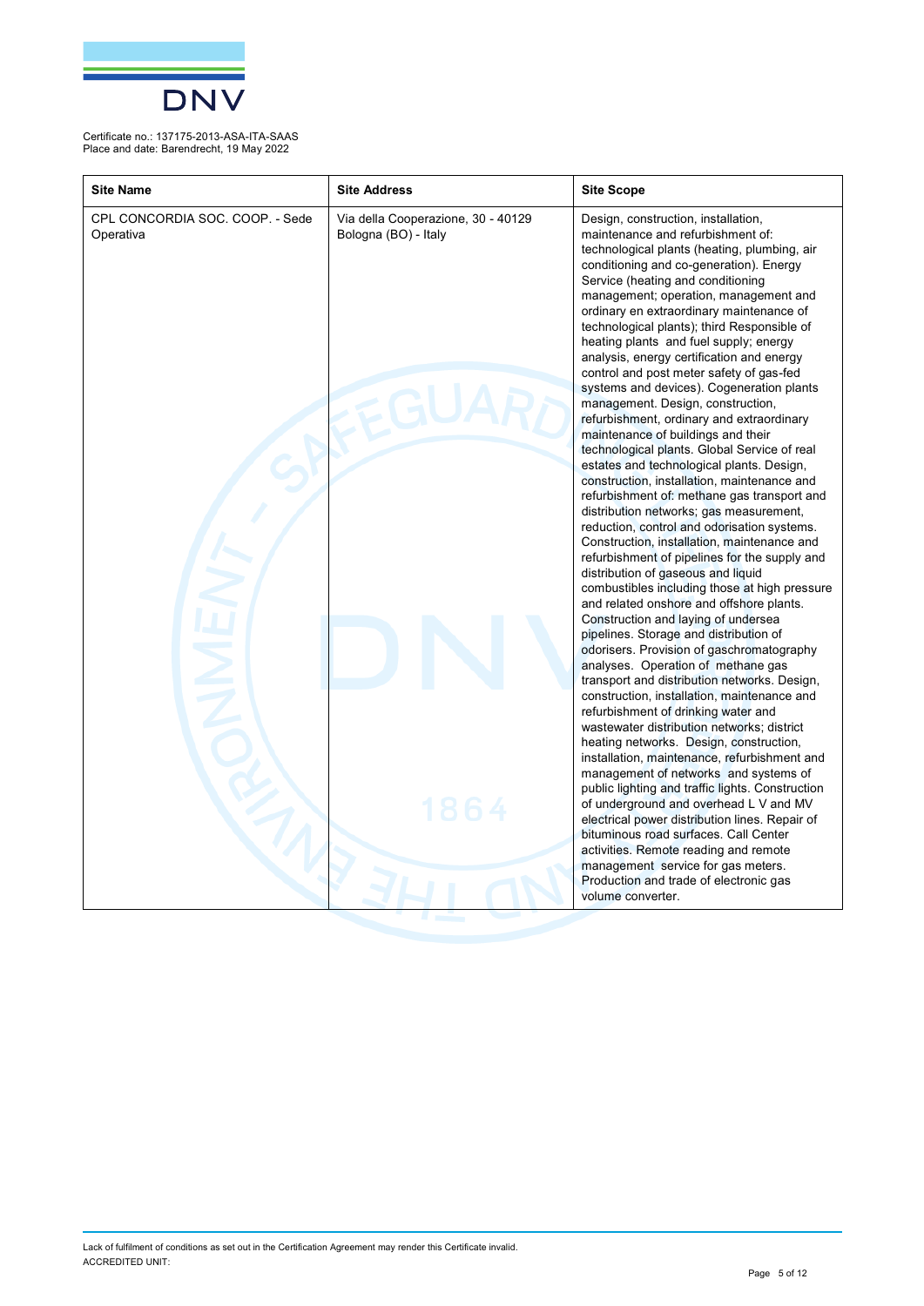Certificate no.: 137175-2013-ASA-ITA-SAAS
Place and date: Barendrecht, 19 May 2022

| Site Name | Site Address | Site Scope |
|---|---|---|
| CPL CONCORDIA SOC. COOP. - Sede Operativa | Via della Cooperazione, 30 - 40129 Bologna (BO) - Italy | Design, construction, installation, maintenance and refurbishment of: technological plants (heating, plumbing, air conditioning and co-generation). Energy Service (heating and conditioning management; operation, management and ordinary en extraordinary maintenance of technological plants); third Responsible of heating plants and fuel supply; energy analysis, energy certification and energy control and post meter safety of gas-fed systems and devices). Cogeneration plants management. Design, construction, refurbishment, ordinary and extraordinary maintenance of buildings and their technological plants. Global Service of real estates and technological plants. Design, construction, installation, maintenance and refurbishment of: methane gas transport and distribution networks; gas measurement, reduction, control and odorisation systems. Construction, installation, maintenance and refurbishment of pipelines for the supply and distribution of gaseous and liquid combustibles including those at high pressure and related onshore and offshore plants. Construction and laying of undersea pipelines. Storage and distribution of odorisers. Provision of gaschromatography analyses. Operation of methane gas transport and distribution networks. Design, construction, installation, maintenance and refurbishment of drinking water and wastewater distribution networks; district heating networks. Design, construction, installation, maintenance, refurbishment and management of networks and systems of public lighting and traffic lights. Construction of underground and overhead L V and MV electrical power distribution lines. Repair of bituminous road surfaces. Call Center activities. Remote reading and remote management service for gas meters. Production and trade of electronic gas volume converter. |

Lack of fulfilment of conditions as set out in the Certification Agreement may render this Certificate invalid.
ACCREDITED UNIT: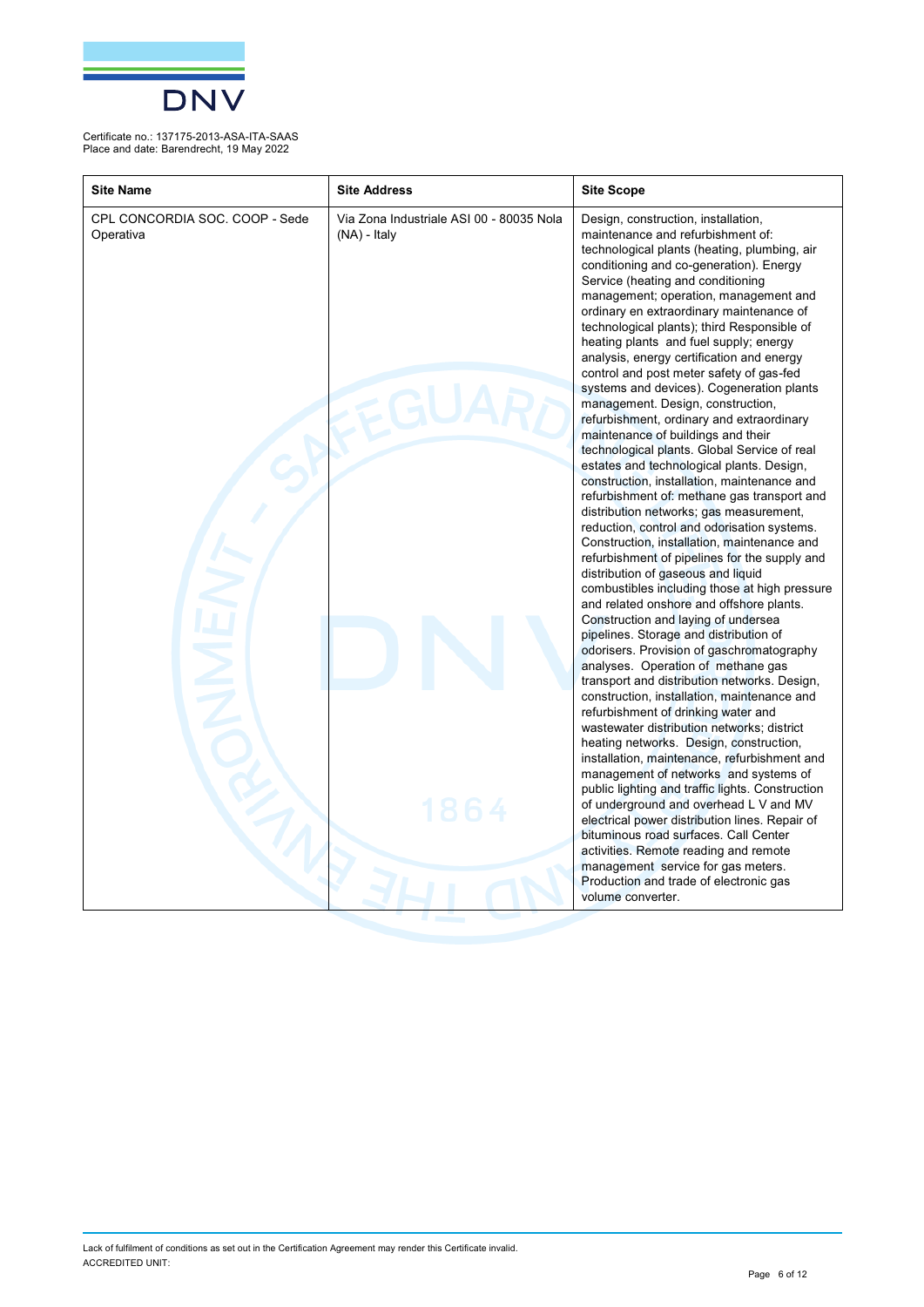Certificate no.: 137175-2013-ASA-ITA-SAAS
Place and date: Barendrecht, 19 May 2022

| Site Name | Site Address | Site Scope |
|---|---|---|
| CPL CONCORDIA SOC. COOP - Sede Operativa | Via Zona Industriale ASI 00 - 80035 Nola (NA) - Italy | Design, construction, installation, maintenance and refurbishment of: technological plants (heating, plumbing, air conditioning and co-generation). Energy Service (heating and conditioning management; operation, management and ordinary en extraordinary maintenance of technological plants); third Responsible of heating plants and fuel supply; energy analysis, energy certification and energy control and post meter safety of gas-fed systems and devices). Cogeneration plants management. Design, construction, refurbishment, ordinary and extraordinary maintenance of buildings and their technological plants. Global Service of real estates and technological plants. Design, construction, installation, maintenance and refurbishment of: methane gas transport and distribution networks; gas measurement, reduction, control and odorisation systems. Construction, installation, maintenance and refurbishment of pipelines for the supply and distribution of gaseous and liquid combustibles including those at high pressure and related onshore and offshore plants. Construction and laying of undersea pipelines. Storage and distribution of odorisers. Provision of gaschromatography analyses. Operation of methane gas transport and distribution networks. Design, construction, installation, maintenance and refurbishment of drinking water and wastewater distribution networks; district heating networks. Design, construction, installation, maintenance, refurbishment and management of networks and systems of public lighting and traffic lights. Construction of underground and overhead L V and MV electrical power distribution lines. Repair of bituminous road surfaces. Call Center activities. Remote reading and remote management service for gas meters. Production and trade of electronic gas volume converter. |

Lack of fulfilment of conditions as set out in the Certification Agreement may render this Certificate invalid.
ACCREDITED UNIT: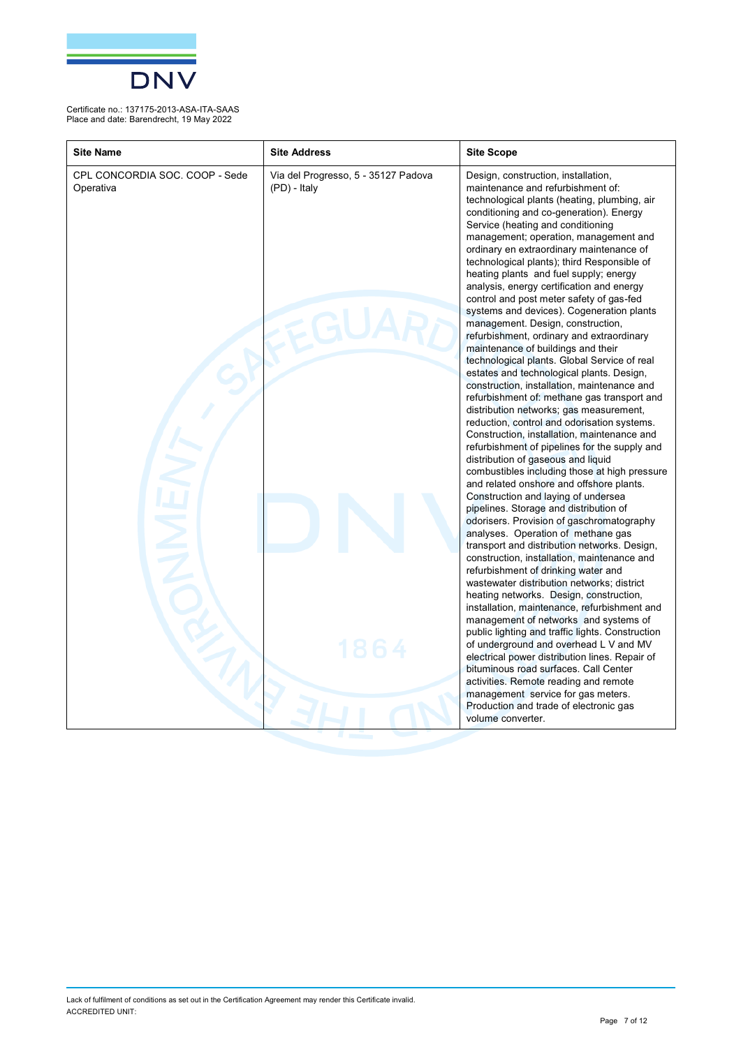Certificate no.: 137175-2013-ASA-ITA-SAAS
Place and date: Barendrecht, 19 May 2022

| Site Name | Site Address | Site Scope |
| --- | --- | --- |
| CPL CONCORDIA SOC. COOP - Sede Operativa | Via del Progresso, 5 - 35127 Padova (PD) - Italy | Design, construction, installation, maintenance and refurbishment of: technological plants (heating, plumbing, air conditioning and co-generation). Energy Service (heating and conditioning management; operation, management and ordinary en extraordinary maintenance of technological plants); third Responsible of heating plants and fuel supply; energy analysis, energy certification and energy control and post meter safety of gas-fed systems and devices). Cogeneration plants management. Design, construction, refurbishment, ordinary and extraordinary maintenance of buildings and their technological plants. Global Service of real estates and technological plants. Design, construction, installation, maintenance and refurbishment of: methane gas transport and distribution networks; gas measurement, reduction, control and odorisation systems. Construction, installation, maintenance and refurbishment of pipelines for the supply and distribution of gaseous and liquid combustibles including those at high pressure and related onshore and offshore plants. Construction and laying of undersea pipelines. Storage and distribution of odorisers. Provision of gaschromatography analyses. Operation of methane gas transport and distribution networks. Design, construction, installation, maintenance and refurbishment of drinking water and wastewater distribution networks; district heating networks. Design, construction, installation, maintenance, refurbishment and management of networks and systems of public lighting and traffic lights. Construction of underground and overhead L V and MV electrical power distribution lines. Repair of bituminous road surfaces. Call Center activities. Remote reading and remote management service for gas meters. Production and trade of electronic gas volume converter. |

Lack of fulfilment of conditions as set out in the Certification Agreement may render this Certificate invalid.
ACCREDITED UNIT: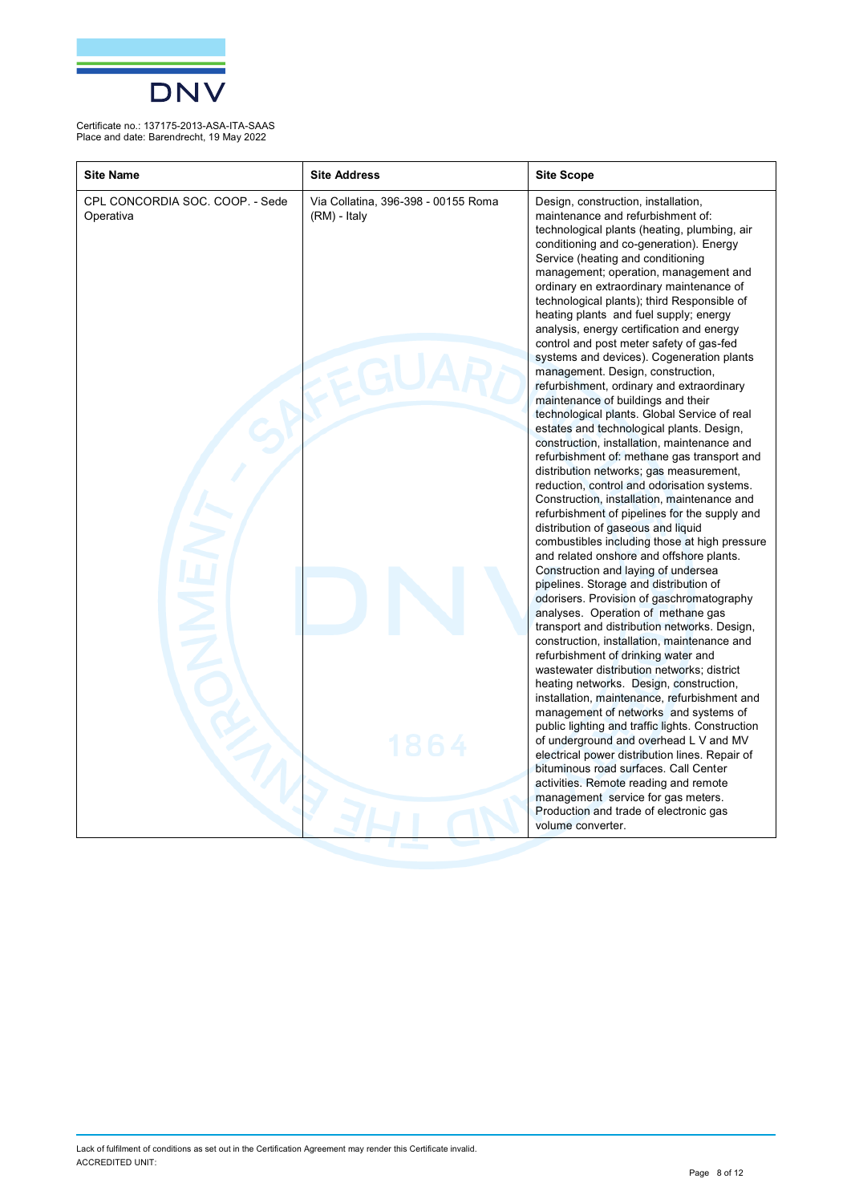Certificate no.: 137175-2013-ASA-ITA-SAAS
Place and date: Barendrecht, 19 May 2022

| Site Name | Site Address | Site Scope |
| --- | --- | --- |
| CPL CONCORDIA SOC. COOP. - Sede Operativa | Via Collatina, 396-398 - 00155 Roma (RM) - Italy | Design, construction, installation, maintenance and refurbishment of: technological plants (heating, plumbing, air conditioning and co-generation). Energy Service (heating and conditioning management; operation, management and ordinary en extraordinary maintenance of technological plants); third Responsible of heating plants and fuel supply; energy analysis, energy certification and energy control and post meter safety of gas-fed systems and devices). Cogeneration plants management. Design, construction, refurbishment, ordinary and extraordinary maintenance of buildings and their technological plants. Global Service of real estates and technological plants. Design, construction, installation, maintenance and refurbishment of: methane gas transport and distribution networks; gas measurement, reduction, control and odorisation systems. Construction, installation, maintenance and refurbishment of pipelines for the supply and distribution of gaseous and liquid combustibles including those at high pressure and related onshore and offshore plants. Construction and laying of undersea pipelines. Storage and distribution of odorisers. Provision of gaschromatography analyses. Operation of methane gas transport and distribution networks. Design, construction, installation, maintenance and refurbishment of drinking water and wastewater distribution networks; district heating networks. Design, construction, installation, maintenance, refurbishment and management of networks and systems of public lighting and traffic lights. Construction of underground and overhead L V and MV electrical power distribution lines. Repair of bituminous road surfaces. Call Center activities. Remote reading and remote management service for gas meters. Production and trade of electronic gas volume converter. |

Lack of fulfilment of conditions as set out in the Certification Agreement may render this Certificate invalid.
ACCREDITED UNIT: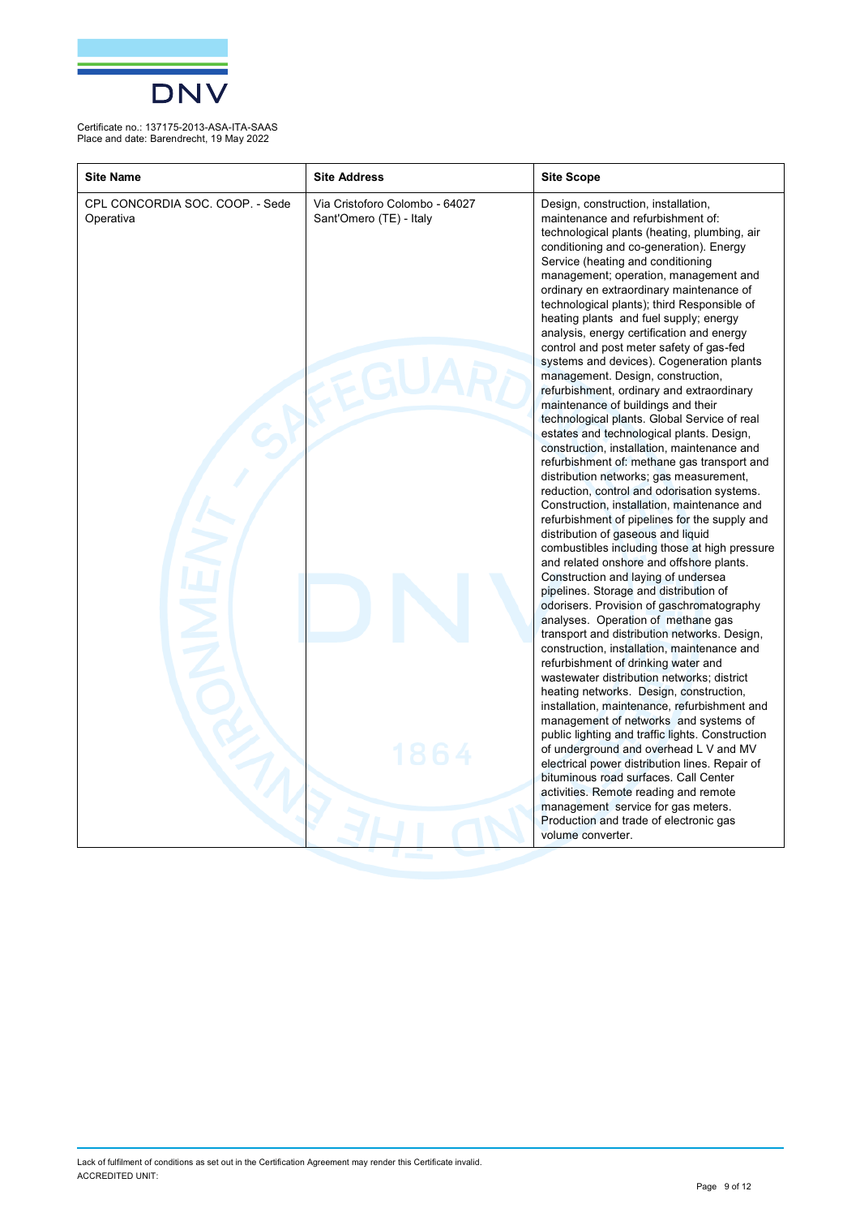Certificate no.: 137175-2013-ASA-ITA-SAAS
Place and date: Barendrecht, 19 May 2022

| Site Name | Site Address | Site Scope |
| --- | --- | --- |
| CPL CONCORDIA SOC. COOP. - Sede Operativa | Via Cristoforo Colombo - 64027 Sant'Omero (TE) - Italy | Design, construction, installation, maintenance and refurbishment of: technological plants (heating, plumbing, air conditioning and co-generation). Energy Service (heating and conditioning management; operation, management and ordinary en extraordinary maintenance of technological plants); third Responsible of heating plants and fuel supply; energy analysis, energy certification and energy control and post meter safety of gas-fed systems and devices). Cogeneration plants management. Design, construction, refurbishment, ordinary and extraordinary maintenance of buildings and their technological plants. Global Service of real estates and technological plants. Design, construction, installation, maintenance and refurbishment of: methane gas transport and distribution networks; gas measurement, reduction, control and odorisation systems. Construction, installation, maintenance and refurbishment of pipelines for the supply and distribution of gaseous and liquid combustibles including those at high pressure and related onshore and offshore plants. Construction and laying of undersea pipelines. Storage and distribution of odorisers. Provision of gaschromatography analyses. Operation of methane gas transport and distribution networks. Design, construction, installation, maintenance and refurbishment of drinking water and wastewater distribution networks; district heating networks. Design, construction, installation, maintenance, refurbishment and management of networks and systems of public lighting and traffic lights. Construction of underground and overhead L V and MV electrical power distribution lines. Repair of bituminous road surfaces. Call Center activities. Remote reading and remote management service for gas meters. Production and trade of electronic gas volume converter. |

Lack of fulfilment of conditions as set out in the Certification Agreement may render this Certificate invalid.
ACCREDITED UNIT: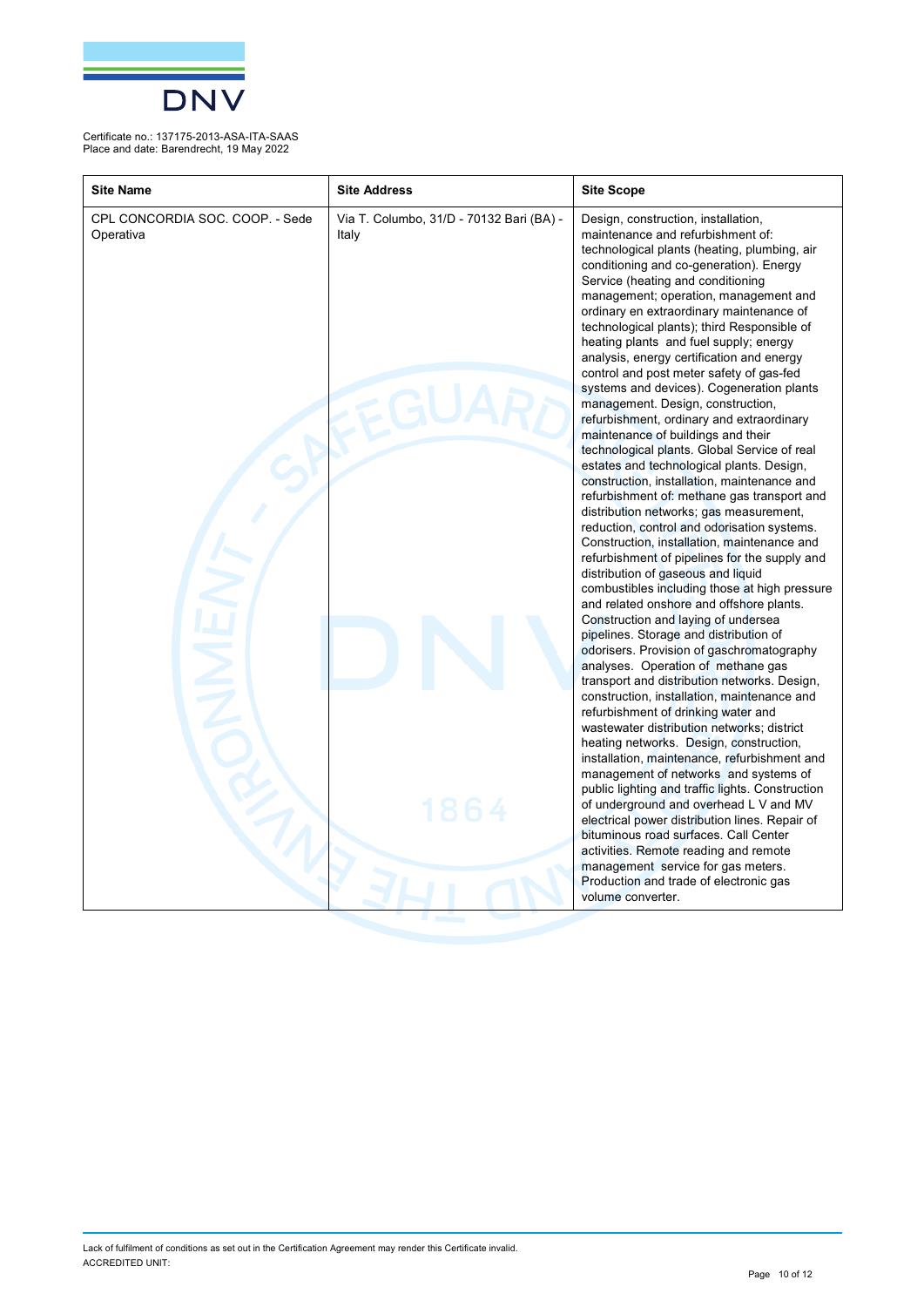Certificate no.: 137175-2013-ASA-ITA-SAAS
Place and date: Barendrecht, 19 May 2022

| Site Name | Site Address | Site Scope |
|---|---|---|
| CPL CONCORDIA SOC. COOP. - Sede Operativa | Via T. Columbo, 31/D - 70132 Bari (BA) - Italy | Design, construction, installation, maintenance and refurbishment of: technological plants (heating, plumbing, air conditioning and co-generation). Energy Service (heating and conditioning management; operation, management and ordinary en extraordinary maintenance of technological plants); third Responsible of heating plants and fuel supply; energy analysis, energy certification and energy control and post meter safety of gas-fed systems and devices). Cogeneration plants management. Design, construction, refurbishment, ordinary and extraordinary maintenance of buildings and their technological plants. Global Service of real estates and technological plants. Design, construction, installation, maintenance and refurbishment of: methane gas transport and distribution networks; gas measurement, reduction, control and odorisation systems. Construction, installation, maintenance and refurbishment of pipelines for the supply and distribution of gaseous and liquid combustibles including those at high pressure and related onshore and offshore plants. Construction and laying of undersea pipelines. Storage and distribution of odorisers. Provision of gaschromatography analyses. Operation of methane gas transport and distribution networks. Design, construction, installation, maintenance and refurbishment of drinking water and wastewater distribution networks; district heating networks. Design, construction, installation, maintenance, refurbishment and management of networks and systems of public lighting and traffic lights. Construction of underground and overhead L V and MV electrical power distribution lines. Repair of bituminous road surfaces. Call Center activities. Remote reading and remote management service for gas meters. Production and trade of electronic gas volume converter. |

Lack of fulfilment of conditions as set out in the Certification Agreement may render this Certificate invalid.
ACCREDITED UNIT: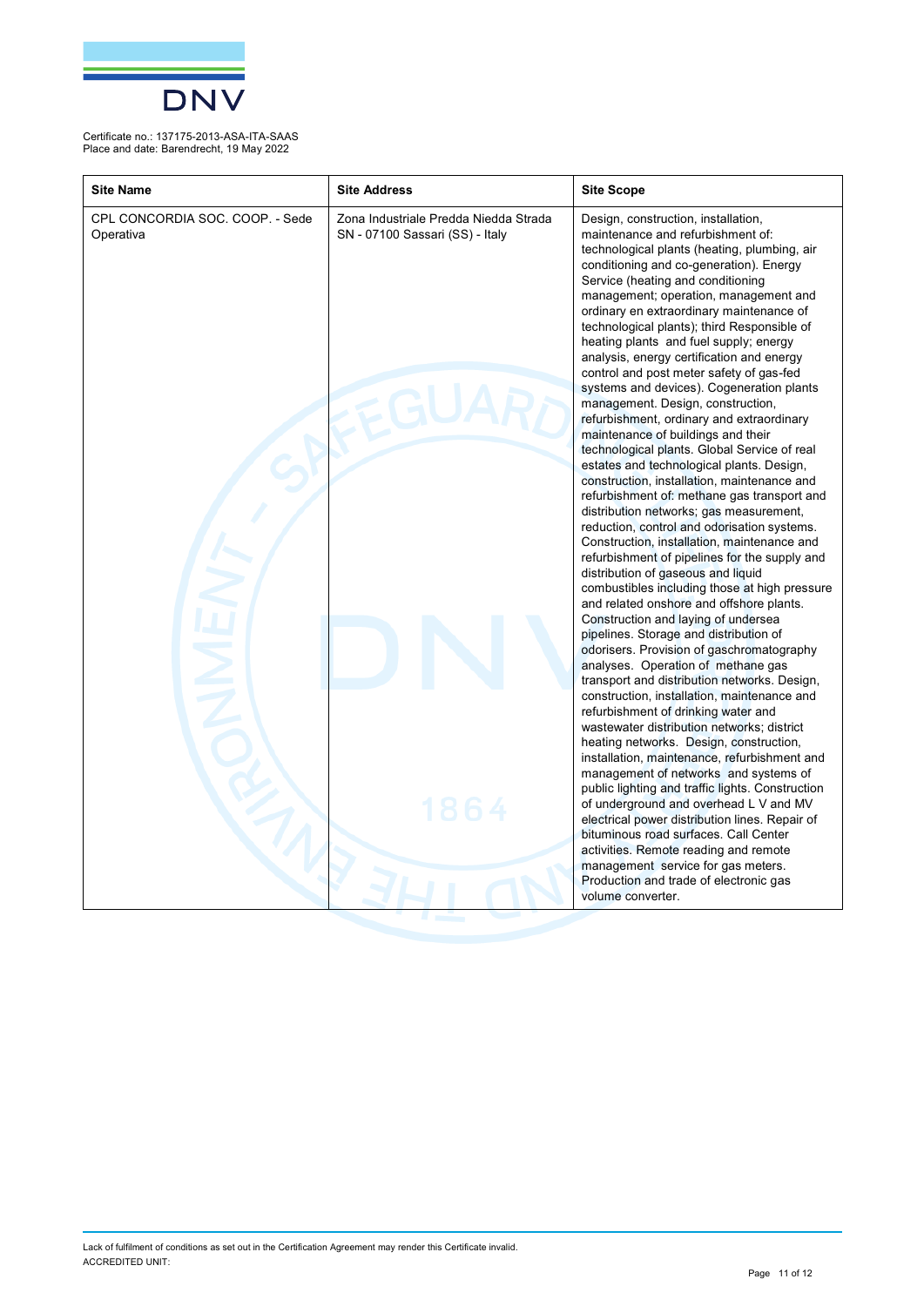Certificate no.: 137175-2013-ASA-ITA-SAAS
Place and date: Barendrecht, 19 May 2022

| Site Name | Site Address | Site Scope |
|---|---|---|
| CPL CONCORDIA SOC. COOP. - Sede Operativa | Zona Industriale Predda Niedda Strada SN - 07100 Sassari (SS) - Italy | Design, construction, installation, maintenance and refurbishment of: technological plants (heating, plumbing, air conditioning and co-generation). Energy Service (heating and conditioning management; operation, management and ordinary en extraordinary maintenance of technological plants); third Responsible of heating plants and fuel supply; energy analysis, energy certification and energy control and post meter safety of gas-fed systems and devices). Cogeneration plants management. Design, construction, refurbishment, ordinary and extraordinary maintenance of buildings and their technological plants. Global Service of real estates and technological plants. Design, construction, installation, maintenance and refurbishment of: methane gas transport and distribution networks; gas measurement, reduction, control and odorisation systems. Construction, installation, maintenance and refurbishment of pipelines for the supply and distribution of gaseous and liquid combustibles including those at high pressure and related onshore and offshore plants. Construction and laying of undersea pipelines. Storage and distribution of odorisers. Provision of gaschromatography analyses. Operation of methane gas transport and distribution networks. Design, construction, installation, maintenance and refurbishment of drinking water and wastewater distribution networks; district heating networks. Design, construction, installation, maintenance, refurbishment and management of networks and systems of public lighting and traffic lights. Construction of underground and overhead L V and MV electrical power distribution lines. Repair of bituminous road surfaces. Call Center activities. Remote reading and remote management service for gas meters. Production and trade of electronic gas volume converter. |

Lack of fulfilment of conditions as set out in the Certification Agreement may render this Certificate invalid.
ACCREDITED UNIT: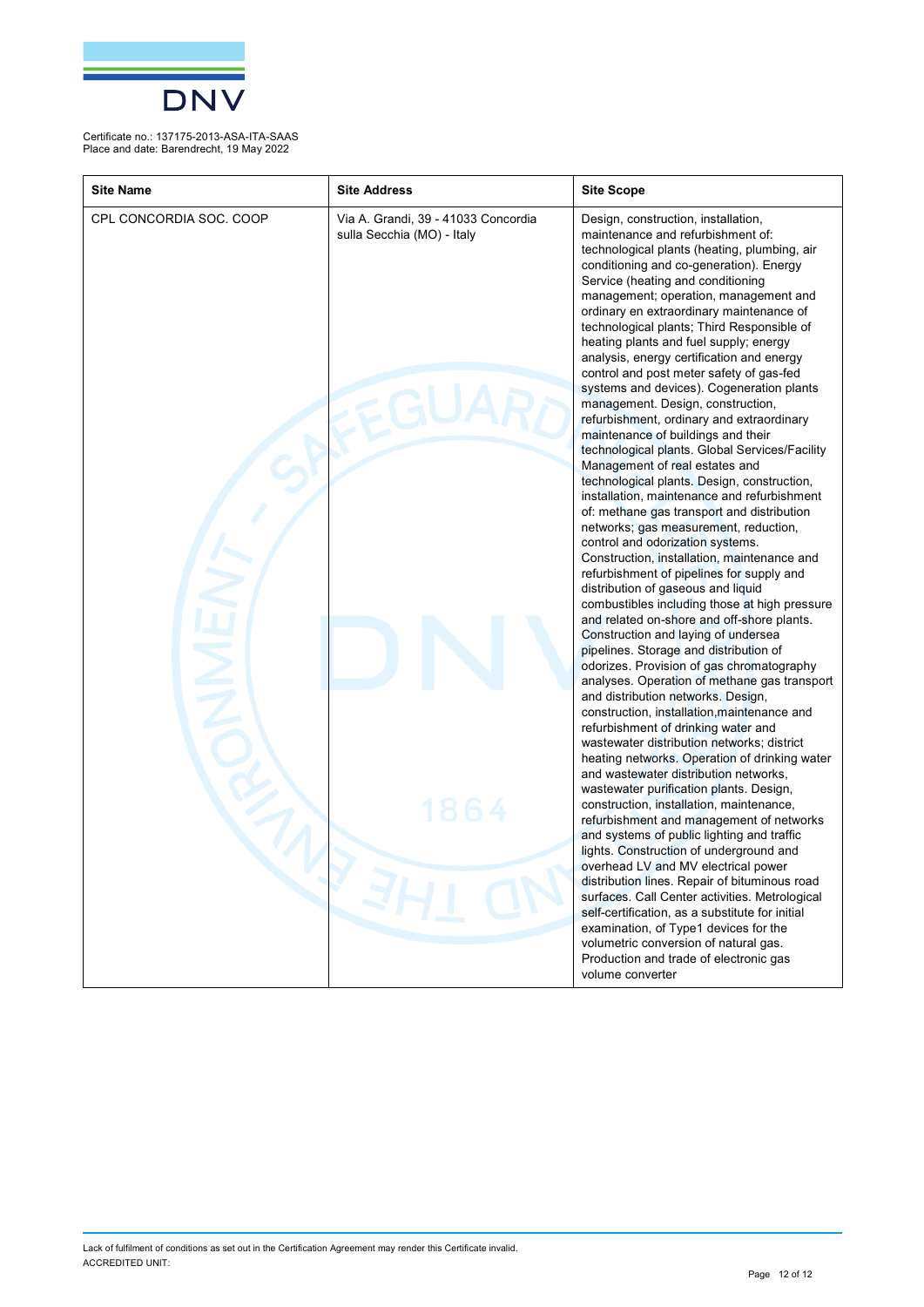Certificate no.: 137175-2013-ASA-ITA-SAAS
Place and date: Barendrecht, 19 May 2022

| Site Name | Site Address | Site Scope |
|---|---|---|
| CPL CONCORDIA SOC. COOP | Via A. Grandi, 39 - 41033 Concordia sulla Secchia (MO) - Italy | Design, construction, installation, maintenance and refurbishment of: technological plants (heating, plumbing, air conditioning and co-generation). Energy Service (heating and conditioning management; operation, management and ordinary en extraordinary maintenance of technological plants; Third Responsible of heating plants and fuel supply; energy analysis, energy certification and energy control and post meter safety of gas-fed systems and devices). Cogeneration plants management. Design, construction, refurbishment, ordinary and extraordinary maintenance of buildings and their technological plants. Global Services/Facility Management of real estates and technological plants. Design, construction, installation, maintenance and refurbishment of: methane gas transport and distribution networks; gas measurement, reduction, control and odorization systems. Construction, installation, maintenance and refurbishment of pipelines for supply and distribution of gaseous and liquid combustibles including those at high pressure and related on-shore and off-shore plants. Construction and laying of undersea pipelines. Storage and distribution of odorizes. Provision of gas chromatography analyses. Operation of methane gas transport and distribution networks. Design, construction, installation,maintenance and refurbishment of drinking water and wastewater distribution networks; district heating networks. Operation of drinking water and wastewater distribution networks, wastewater purification plants. Design, construction, installation, maintenance, refurbishment and management of networks and systems of public lighting and traffic lights. Construction of underground and overhead LV and MV electrical power distribution lines. Repair of bituminous road surfaces. Call Center activities. Metrological self-certification, as a substitute for initial examination, of Type1 devices for the volumetric conversion of natural gas. Production and trade of electronic gas volume converter |

Lack of fulfilment of conditions as set out in the Certification Agreement may render this Certificate invalid.
ACCREDITED UNIT: